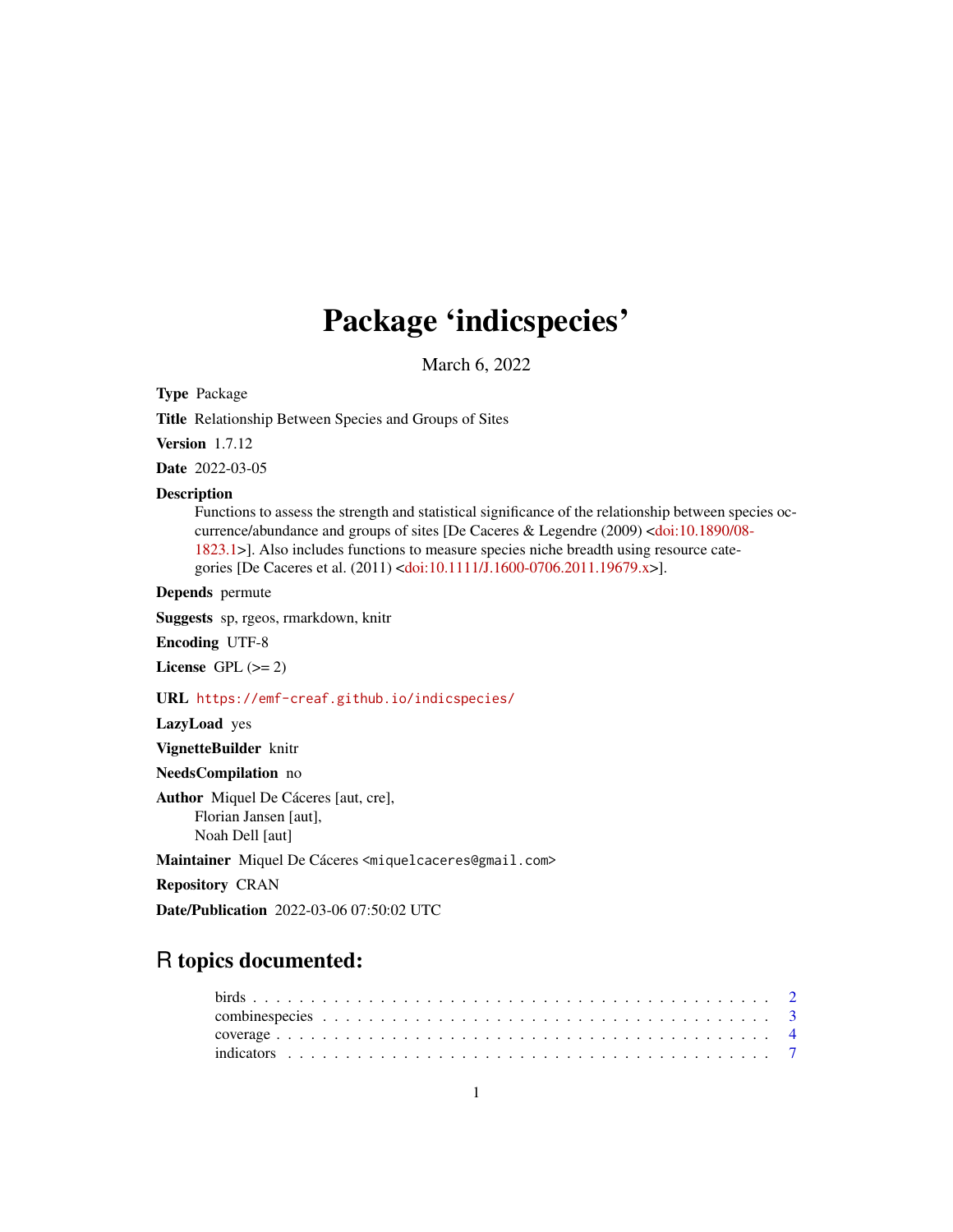# Package 'indicspecies'

March 6, 2022

**Type** Package

**Title** Relationship Between Species and Groups of Sites

**Version** 1.7.12

**Date** 2022-03-05

**Description** Functions to assess the strength and statistical significance of the relationship between species occurrence/abundance and groups of sites [De Caceres & Legendre (2009) <doi:10.1890/08-1823.1>]. Also includes functions to measure species niche breadth using resource categories [De Caceres et al. (2011) <doi:10.1111/J.1600-0706.2011.19679.x>].

**Depends** permute

**Suggests** sp, rgeos, rmarkdown, knitr

**Encoding** UTF-8

**License** GPL (>= 2)

**URL** https://emf-creaf.github.io/indicspecies/

**LazyLoad** yes

**VignetteBuilder** knitr

**NeedsCompilation** no

**Author** Miquel De Cáceres [aut, cre],
Florian Jansen [aut],
Noah Dell [aut]

**Maintainer** Miquel De Cáceres <miquelcaceres@gmail.com>

**Repository** CRAN

**Date/Publication** 2022-03-06 07:50:02 UTC

## R topics documented:

birds . . . . . . . . . . . . . . . . . . . . . . . . . . . . . . . . . . . . . . . . . . 2
combinespecies . . . . . . . . . . . . . . . . . . . . . . . . . . . . . . . . . . . . . . 3
coverage . . . . . . . . . . . . . . . . . . . . . . . . . . . . . . . . . . . . . . . . . 4
indicators . . . . . . . . . . . . . . . . . . . . . . . . . . . . . . . . . . . . . . . . 7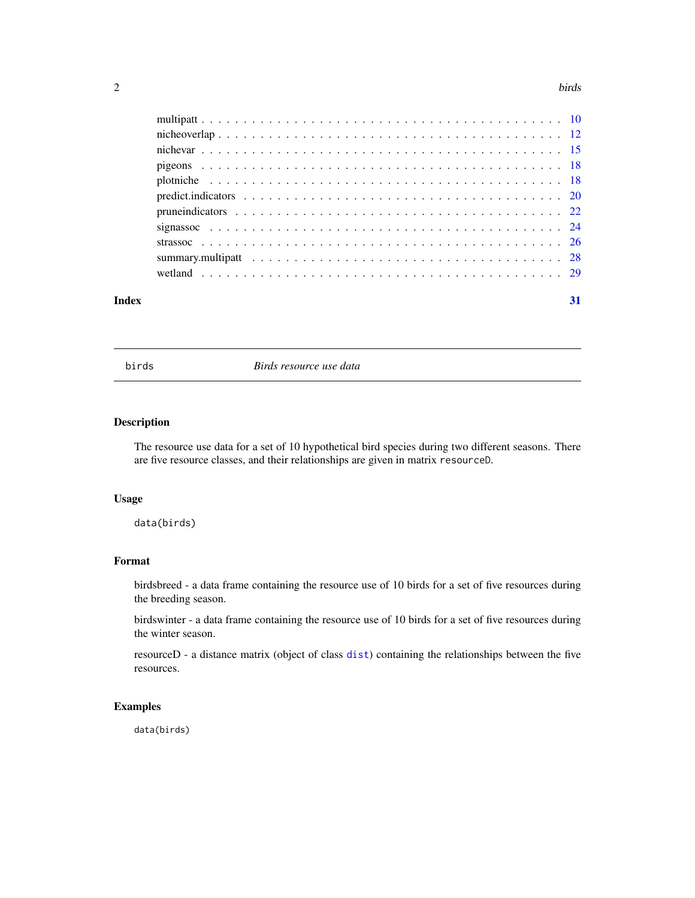multipatt . . . . . . . . . . . . . . . . . . . . . . . . . . . . . . . . . . . . . . . . 10
nicheoverlap . . . . . . . . . . . . . . . . . . . . . . . . . . . . . . . . . . . . . . 12
nichevar . . . . . . . . . . . . . . . . . . . . . . . . . . . . . . . . . . . . . . . . 15
pigeons . . . . . . . . . . . . . . . . . . . . . . . . . . . . . . . . . . . . . . . . 18
plotniche . . . . . . . . . . . . . . . . . . . . . . . . . . . . . . . . . . . . . . . 18
predict.indicators . . . . . . . . . . . . . . . . . . . . . . . . . . . . . . . . . . . 20
pruneindicators . . . . . . . . . . . . . . . . . . . . . . . . . . . . . . . . . . . . 22
signassoc . . . . . . . . . . . . . . . . . . . . . . . . . . . . . . . . . . . . . . . 24
strassoc . . . . . . . . . . . . . . . . . . . . . . . . . . . . . . . . . . . . . . . . 26
summary.multipatt . . . . . . . . . . . . . . . . . . . . . . . . . . . . . . . . . . . 28
wetland . . . . . . . . . . . . . . . . . . . . . . . . . . . . . . . . . . . . . . . . 29

**Index** **31**

---

# birds *Birds resource use data*

## Description

The resource use data for a set of 10 hypothetical bird species during two different seasons. There are five resource classes, and their relationships are given in matrix `resourceD`.

## Usage

```
data(birds)
```

## Format

birdsbreed - a data frame containing the resource use of 10 birds for a set of five resources during the breeding season.

birdswinter - a data frame containing the resource use of 10 birds for a set of five resources during the winter season.

resourceD - a distance matrix (object of class `dist`) containing the relationships between the five resources.

## Examples

```
data(birds)
```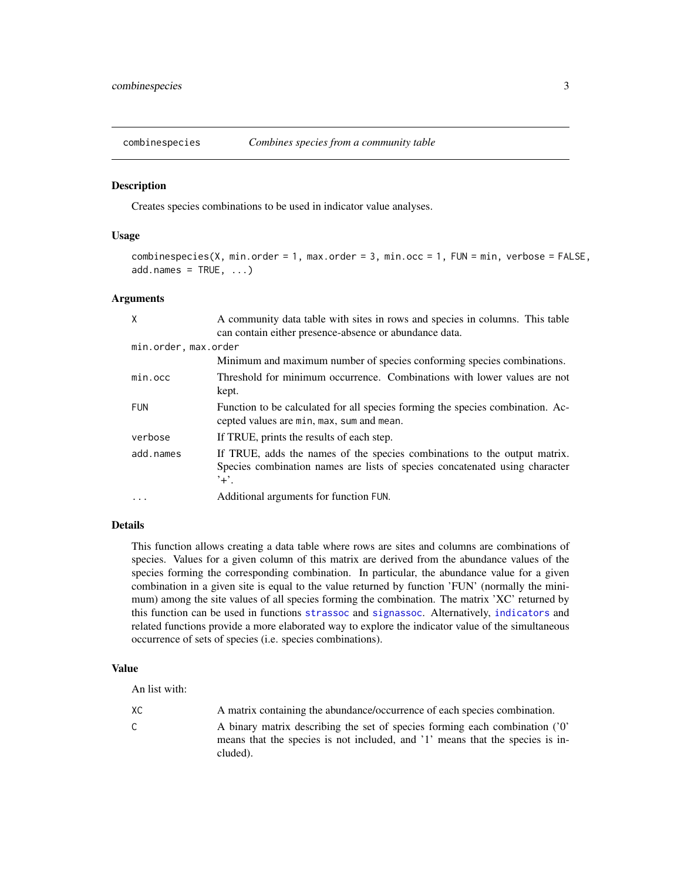## combinespecies *Combines species from a community table*

### Description

Creates species combinations to be used in indicator value analyses.

### Usage

```
combinespecies(X, min.order = 1, max.order = 3, min.occ = 1, FUN = min, verbose = FALSE,
add.names = TRUE, ...)
```

### Arguments

| | |
|---|---|
| `X` | A community data table with sites in rows and species in columns. This table can contain either presence-absence or abundance data. |
| `min.order, max.order` | Minimum and maximum number of species conforming species combinations. |
| `min.occ` | Threshold for minimum occurrence. Combinations with lower values are not kept. |
| `FUN` | Function to be calculated for all species forming the species combination. Accepted values are `min`, `max`, `sum` and `mean`. |
| `verbose` | If TRUE, prints the results of each step. |
| `add.names` | If TRUE, adds the names of the species combinations to the output matrix. Species combination names are lists of species concatenated using character '+'. |
| `...` | Additional arguments for function `FUN`. |

### Details

This function allows creating a data table where rows are sites and columns are combinations of species. Values for a given column of this matrix are derived from the abundance values of the species forming the corresponding combination. In particular, the abundance value for a given combination in a given site is equal to the value returned by function 'FUN' (normally the minimum) among the site values of all species forming the combination. The matrix 'XC' returned by this function can be used in functions `strassoc` and `signassoc`. Alternatively, `indicators` and related functions provide a more elaborated way to explore the indicator value of the simultaneous occurrence of sets of species (i.e. species combinations).

### Value

An list with:

| | |
|---|---|
| `XC` | A matrix containing the abundance/occurrence of each species combination. |
| `C` | A binary matrix describing the set of species forming each combination ('0' means that the species is not included, and '1' means that the species is included). |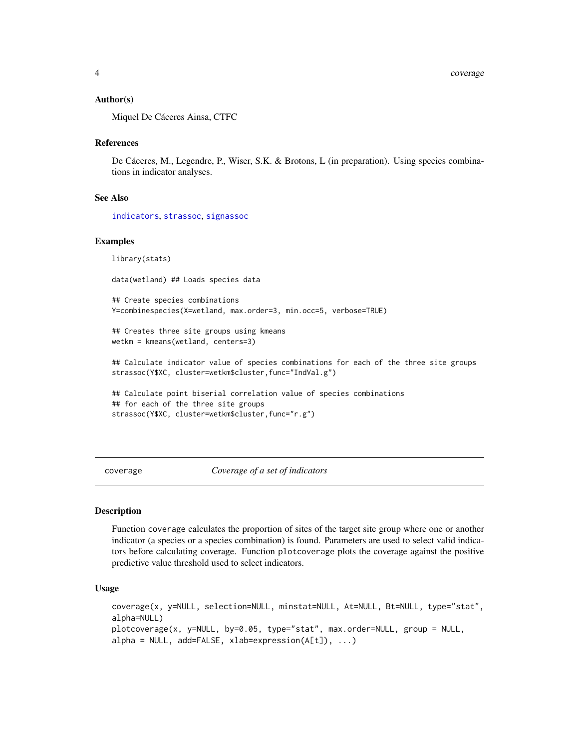### Author(s)

Miquel De Cáceres Ainsa, CTFC

### References

De Cáceres, M., Legendre, P., Wiser, S.K. & Brotons, L (in preparation). Using species combinations in indicator analyses.

### See Also

indicators, strassoc, signassoc

### Examples

```
library(stats)

data(wetland) ## Loads species data

## Create species combinations
Y=combinespecies(X=wetland, max.order=3, min.occ=5, verbose=TRUE)

## Creates three site groups using kmeans
wetkm = kmeans(wetland, centers=3)

## Calculate indicator value of species combinations for each of the three site groups
strassoc(Y$XC, cluster=wetkm$cluster,func="IndVal.g")

## Calculate point biserial correlation value of species combinations
## for each of the three site groups
strassoc(Y$XC, cluster=wetkm$cluster,func="r.g")
```

---

## coverage — *Coverage of a set of indicators*

### Description

Function coverage calculates the proportion of sites of the target site group where one or another indicator (a species or a species combination) is found. Parameters are used to select valid indicators before calculating coverage. Function plotcoverage plots the coverage against the positive predictive value threshold used to select indicators.

### Usage

```
coverage(x, y=NULL, selection=NULL, minstat=NULL, At=NULL, Bt=NULL, type="stat",
alpha=NULL)
plotcoverage(x, y=NULL, by=0.05, type="stat", max.order=NULL, group = NULL,
alpha = NULL, add=FALSE, xlab=expression(A[t]), ...)
```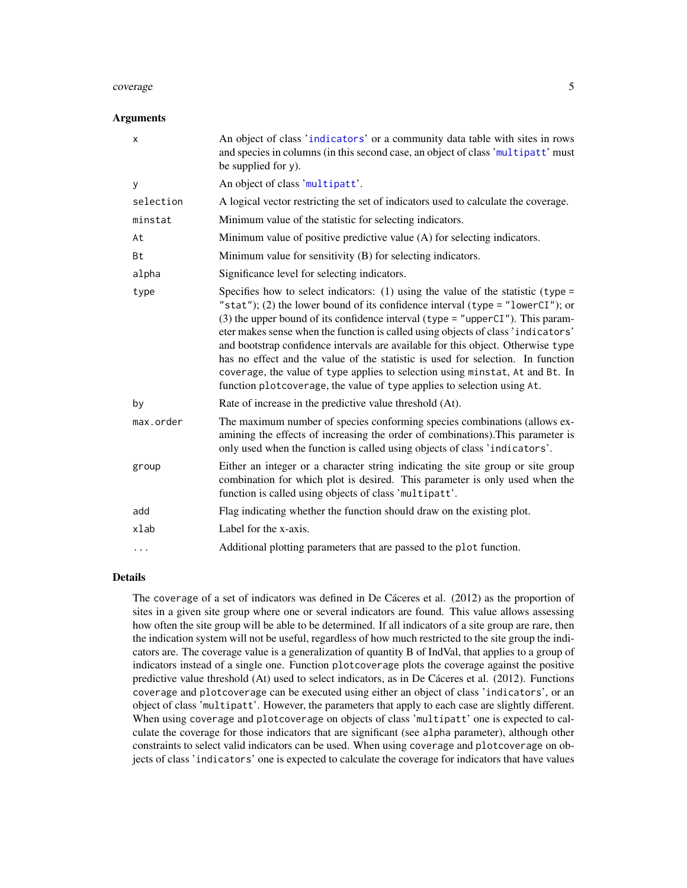### Arguments

| | |
|---|---|
| `x` | An object of class '`indicators`' or a community data table with sites in rows and species in columns (in this second case, an object of class '`multipatt`' must be supplied for `y`). |
| `y` | An object of class '`multipatt`'. |
| `selection` | A logical vector restricting the set of indicators used to calculate the coverage. |
| `minstat` | Minimum value of the statistic for selecting indicators. |
| `At` | Minimum value of positive predictive value (A) for selecting indicators. |
| `Bt` | Minimum value for sensitivity (B) for selecting indicators. |
| `alpha` | Significance level for selecting indicators. |
| `type` | Specifies how to select indicators: (1) using the value of the statistic (`type = "stat"`); (2) the lower bound of its confidence interval (`type = "lowerCI"`); or (3) the upper bound of its confidence interval (`type = "upperCI"`). This parameter makes sense when the function is called using objects of class '`indicators`' and bootstrap confidence intervals are available for this object. Otherwise `type` has no effect and the value of the statistic is used for selection. In function `coverage`, the value of `type` applies to selection using `minstat`, `At` and `Bt`. In function `plotcoverage`, the value of `type` applies to selection using `At`. |
| `by` | Rate of increase in the predictive value threshold (At). |
| `max.order` | The maximum number of species conforming species combinations (allows examining the effects of increasing the order of combinations).This parameter is only used when the function is called using objects of class '`indicators`'. |
| `group` | Either an integer or a character string indicating the site group or site group combination for which plot is desired. This parameter is only used when the function is called using objects of class '`multipatt`'. |
| `add` | Flag indicating whether the function should draw on the existing plot. |
| `xlab` | Label for the x-axis. |
| `...` | Additional plotting parameters that are passed to the `plot` function. |

### Details

The `coverage` of a set of indicators was defined in De Cáceres et al. (2012) as the proportion of sites in a given site group where one or several indicators are found. This value allows assessing how often the site group will be able to be determined. If all indicators of a site group are rare, then the indication system will not be useful, regardless of how much restricted to the site group the indicators are. The coverage value is a generalization of quantity B of IndVal, that applies to a group of indicators instead of a single one. Function `plotcoverage` plots the coverage against the positive predictive value threshold (At) used to select indicators, as in De Cáceres et al. (2012). Functions `coverage` and `plotcoverage` can be executed using either an object of class '`indicators`', or an object of class '`multipatt`'. However, the parameters that apply to each case are slightly different. When using `coverage` and `plotcoverage` on objects of class '`multipatt`' one is expected to calculate the coverage for those indicators that are significant (see `alpha` parameter), although other constraints to select valid indicators can be used. When using `coverage` and `plotcoverage` on objects of class '`indicators`' one is expected to calculate the coverage for indicators that have values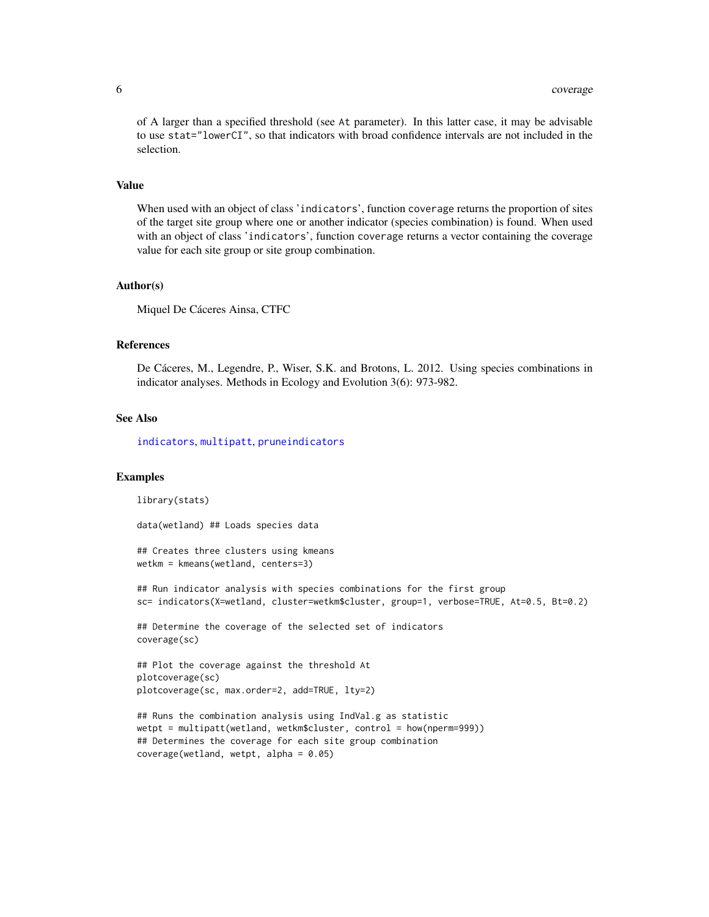of A larger than a specified threshold (see `At` parameter). In this latter case, it may be advisable to use `stat="lowerCI"`, so that indicators with broad confidence intervals are not included in the selection.

## Value

When used with an object of class 'indicators', function `coverage` returns the proportion of sites of the target site group where one or another indicator (species combination) is found. When used with an object of class 'indicators', function `coverage` returns a vector containing the coverage value for each site group or site group combination.

## Author(s)

Miquel De Cáceres Ainsa, CTFC

## References

De Cáceres, M., Legendre, P., Wiser, S.K. and Brotons, L. 2012. Using species combinations in indicator analyses. Methods in Ecology and Evolution 3(6): 973-982.

## See Also

indicators, multipatt, pruneindicators

## Examples

```
library(stats)

data(wetland) ## Loads species data

## Creates three clusters using kmeans
wetkm = kmeans(wetland, centers=3)

## Run indicator analysis with species combinations for the first group
sc= indicators(X=wetland, cluster=wetkm$cluster, group=1, verbose=TRUE, At=0.5, Bt=0.2)

## Determine the coverage of the selected set of indicators
coverage(sc)

## Plot the coverage against the threshold At
plotcoverage(sc)
plotcoverage(sc, max.order=2, add=TRUE, lty=2)

## Runs the combination analysis using IndVal.g as statistic
wetpt = multipatt(wetland, wetkm$cluster, control = how(nperm=999))
## Determines the coverage for each site group combination
coverage(wetland, wetpt, alpha = 0.05)
```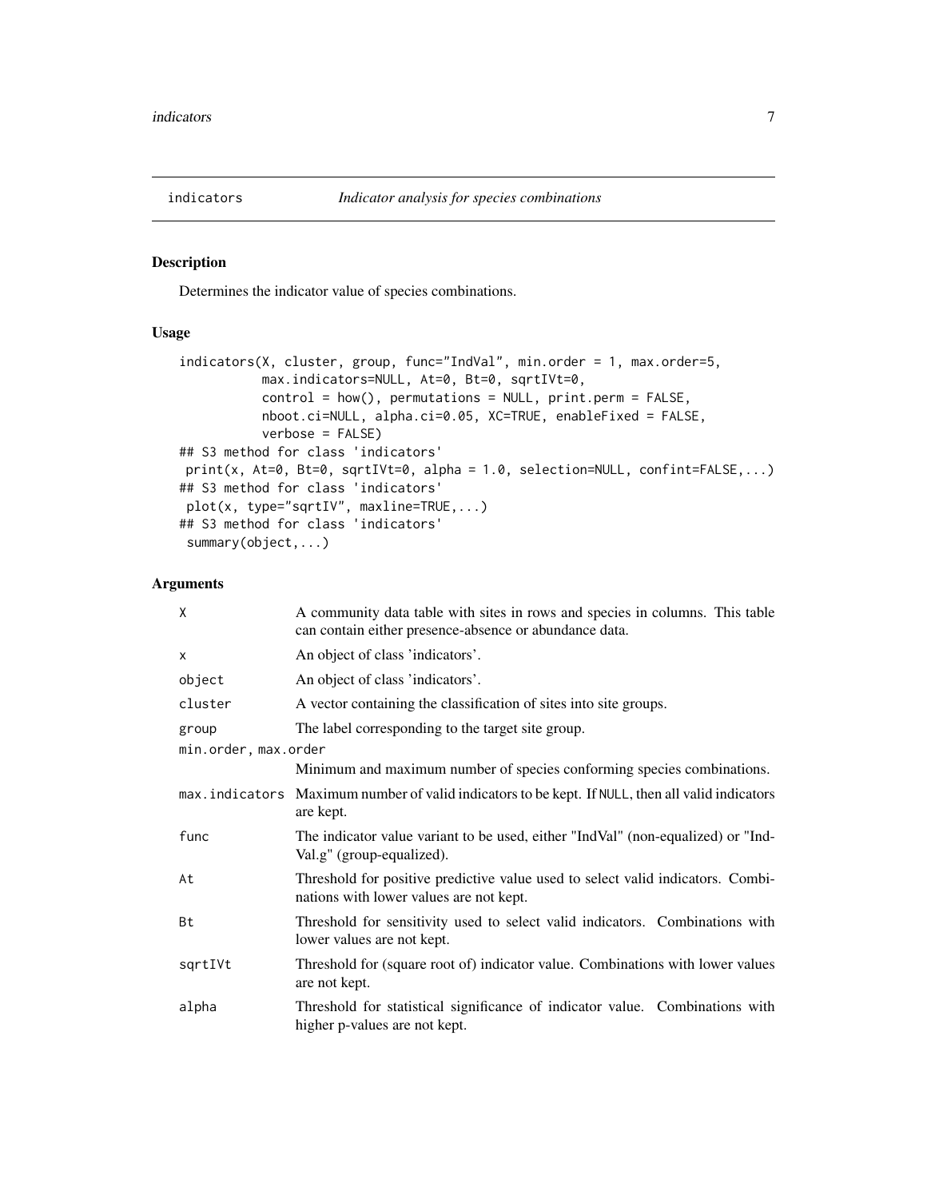## indicators — *Indicator analysis for species combinations*

### Description

Determines the indicator value of species combinations.

### Usage

```
indicators(X, cluster, group, func="IndVal", min.order = 1, max.order=5,
           max.indicators=NULL, At=0, Bt=0, sqrtIVt=0,
           control = how(), permutations = NULL, print.perm = FALSE,
           nboot.ci=NULL, alpha.ci=0.05, XC=TRUE, enableFixed = FALSE,
           verbose = FALSE)
## S3 method for class 'indicators'
 print(x, At=0, Bt=0, sqrtIVt=0, alpha = 1.0, selection=NULL, confint=FALSE,...)
## S3 method for class 'indicators'
 plot(x, type="sqrtIV", maxline=TRUE,...)
## S3 method for class 'indicators'
 summary(object,...)
```

### Arguments

| Argument | Description |
|---|---|
| `X` | A community data table with sites in rows and species in columns. This table can contain either presence-absence or abundance data. |
| `x` | An object of class 'indicators'. |
| `object` | An object of class 'indicators'. |
| `cluster` | A vector containing the classification of sites into site groups. |
| `group` | The label corresponding to the target site group. |
| `min.order, max.order` | Minimum and maximum number of species conforming species combinations. |
| `max.indicators` | Maximum number of valid indicators to be kept. If `NULL`, then all valid indicators are kept. |
| `func` | The indicator value variant to be used, either "IndVal" (non-equalized) or "IndVal.g" (group-equalized). |
| `At` | Threshold for positive predictive value used to select valid indicators. Combinations with lower values are not kept. |
| `Bt` | Threshold for sensitivity used to select valid indicators. Combinations with lower values are not kept. |
| `sqrtIVt` | Threshold for (square root of) indicator value. Combinations with lower values are not kept. |
| `alpha` | Threshold for statistical significance of indicator value. Combinations with higher p-values are not kept. |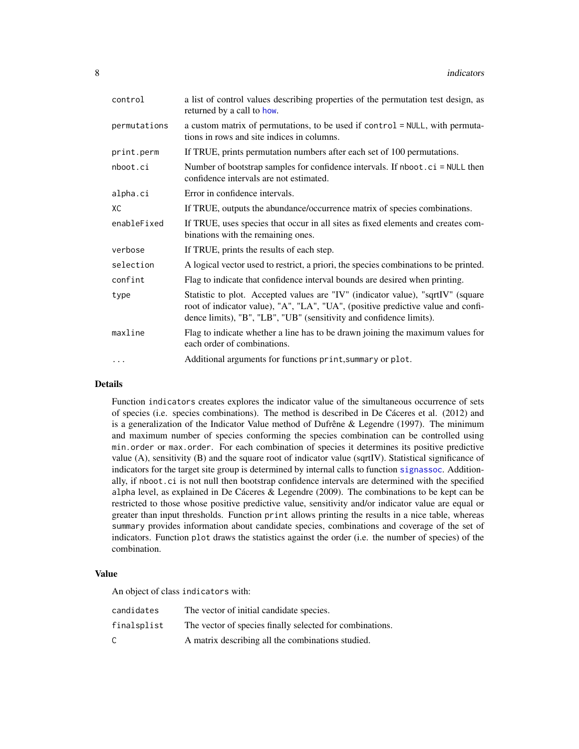| | |
|---|---|
| control | a list of control values describing properties of the permutation test design, as returned by a call to how. |
| permutations | a custom matrix of permutations, to be used if control = NULL, with permutations in rows and site indices in columns. |
| print.perm | If TRUE, prints permutation numbers after each set of 100 permutations. |
| nboot.ci | Number of bootstrap samples for confidence intervals. If nboot.ci = NULL then confidence intervals are not estimated. |
| alpha.ci | Error in confidence intervals. |
| XC | If TRUE, outputs the abundance/occurrence matrix of species combinations. |
| enableFixed | If TRUE, uses species that occur in all sites as fixed elements and creates combinations with the remaining ones. |
| verbose | If TRUE, prints the results of each step. |
| selection | A logical vector used to restrict, a priori, the species combinations to be printed. |
| confint | Flag to indicate that confidence interval bounds are desired when printing. |
| type | Statistic to plot. Accepted values are "IV" (indicator value), "sqrtIV" (square root of indicator value), "A", "LA", "UA", (positive predictive value and confidence limits), "B", "LB", "UB" (sensitivity and confidence limits). |
| maxline | Flag to indicate whether a line has to be drawn joining the maximum values for each order of combinations. |
| ... | Additional arguments for functions print,summary or plot. |

## Details

Function indicators creates explores the indicator value of the simultaneous occurrence of sets of species (i.e. species combinations). The method is described in De Cáceres et al. (2012) and is a generalization of the Indicator Value method of Dufrêne & Legendre (1997). The minimum and maximum number of species conforming the species combination can be controlled using min.order or max.order. For each combination of species it determines its positive predictive value (A), sensitivity (B) and the square root of indicator value (sqrtIV). Statistical significance of indicators for the target site group is determined by internal calls to function signassoc. Additionally, if nboot.ci is not null then bootstrap confidence intervals are determined with the specified alpha level, as explained in De Cáceres & Legendre (2009). The combinations to be kept can be restricted to those whose positive predictive value, sensitivity and/or indicator value are equal or greater than input thresholds. Function print allows printing the results in a nice table, whereas summary provides information about candidate species, combinations and coverage of the set of indicators. Function plot draws the statistics against the order (i.e. the number of species) of the combination.

## Value

An object of class indicators with:

| | |
|---|---|
| candidates | The vector of initial candidate species. |
| finalsplist | The vector of species finally selected for combinations. |
| C | A matrix describing all the combinations studied. |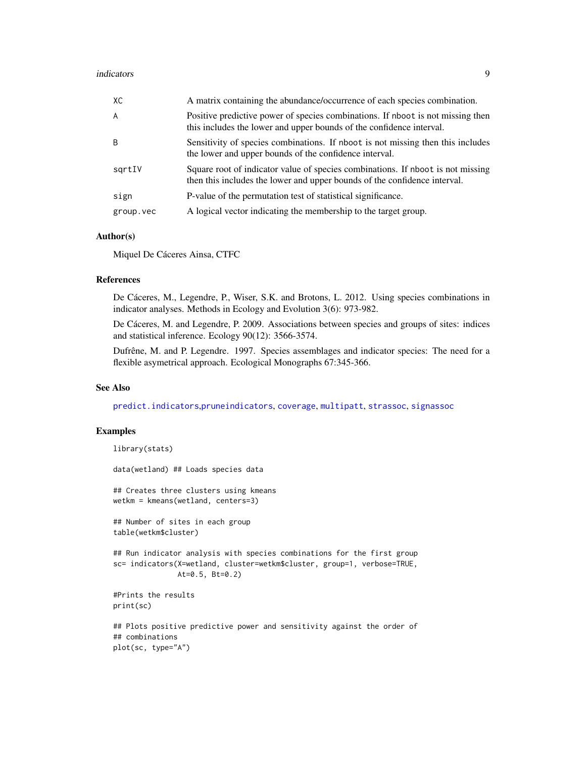| | |
|---|---|
| XC | A matrix containing the abundance/occurrence of each species combination. |
| A | Positive predictive power of species combinations. If nboot is not missing then this includes the lower and upper bounds of the confidence interval. |
| B | Sensitivity of species combinations. If nboot is not missing then this includes the lower and upper bounds of the confidence interval. |
| sqrtIV | Square root of indicator value of species combinations. If nboot is not missing then this includes the lower and upper bounds of the confidence interval. |
| sign | P-value of the permutation test of statistical significance. |
| group.vec | A logical vector indicating the membership to the target group. |

### Author(s)

Miquel De Cáceres Ainsa, CTFC

### References

De Cáceres, M., Legendre, P., Wiser, S.K. and Brotons, L. 2012. Using species combinations in indicator analyses. Methods in Ecology and Evolution 3(6): 973-982.

De Cáceres, M. and Legendre, P. 2009. Associations between species and groups of sites: indices and statistical inference. Ecology 90(12): 3566-3574.

Dufrêne, M. and P. Legendre. 1997. Species assemblages and indicator species: The need for a flexible asymetrical approach. Ecological Monographs 67:345-366.

### See Also

predict.indicators,pruneindicators, coverage, multipatt, strassoc, signassoc

### Examples

```
library(stats)

data(wetland) ## Loads species data

## Creates three clusters using kmeans
wetkm = kmeans(wetland, centers=3)

## Number of sites in each group
table(wetkm$cluster)

## Run indicator analysis with species combinations for the first group
sc= indicators(X=wetland, cluster=wetkm$cluster, group=1, verbose=TRUE,
               At=0.5, Bt=0.2)

#Prints the results
print(sc)

## Plots positive predictive power and sensitivity against the order of
## combinations
plot(sc, type="A")
```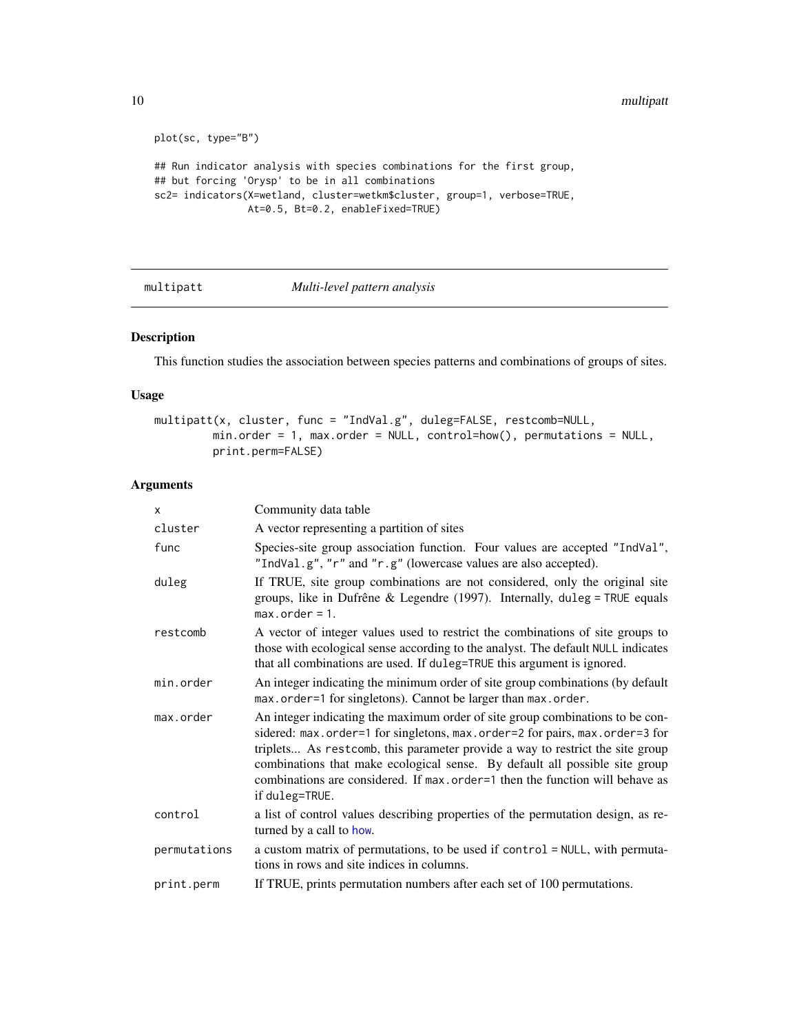```
plot(sc, type="B")

## Run indicator analysis with species combinations for the first group,
## but forcing 'Orysp' to be in all combinations
sc2= indicators(X=wetland, cluster=wetkm$cluster, group=1, verbose=TRUE,
                At=0.5, Bt=0.2, enableFixed=TRUE)
```

## multipatt — *Multi-level pattern analysis*

### Description

This function studies the association between species patterns and combinations of groups of sites.

### Usage

```
multipatt(x, cluster, func = "IndVal.g", duleg=FALSE, restcomb=NULL,
         min.order = 1, max.order = NULL, control=how(), permutations = NULL,
         print.perm=FALSE)
```

### Arguments

| Argument | Description |
|---|---|
| `x` | Community data table |
| `cluster` | A vector representing a partition of sites |
| `func` | Species-site group association function. Four values are accepted "IndVal", "IndVal.g", "r" and "r.g" (lowercase values are also accepted). |
| `duleg` | If TRUE, site group combinations are not considered, only the original site groups, like in Dufrêne & Legendre (1997). Internally, `duleg = TRUE` equals `max.order = 1`. |
| `restcomb` | A vector of integer values used to restrict the combinations of site groups to those with ecological sense according to the analyst. The default `NULL` indicates that all combinations are used. If `duleg=TRUE` this argument is ignored. |
| `min.order` | An integer indicating the minimum order of site group combinations (by default `max.order=1` for singletons). Cannot be larger than `max.order`. |
| `max.order` | An integer indicating the maximum order of site group combinations to be considered: `max.order=1` for singletons, `max.order=2` for pairs, `max.order=3` for triplets... As `restcomb`, this parameter provide a way to restrict the site group combinations that make ecological sense. By default all possible site group combinations are considered. If `max.order=1` then the function will behave as if `duleg=TRUE`. |
| `control` | a list of control values describing properties of the permutation design, as returned by a call to `how`. |
| `permutations` | a custom matrix of permutations, to be used if `control = NULL`, with permutations in rows and site indices in columns. |
| `print.perm` | If TRUE, prints permutation numbers after each set of 100 permutations. |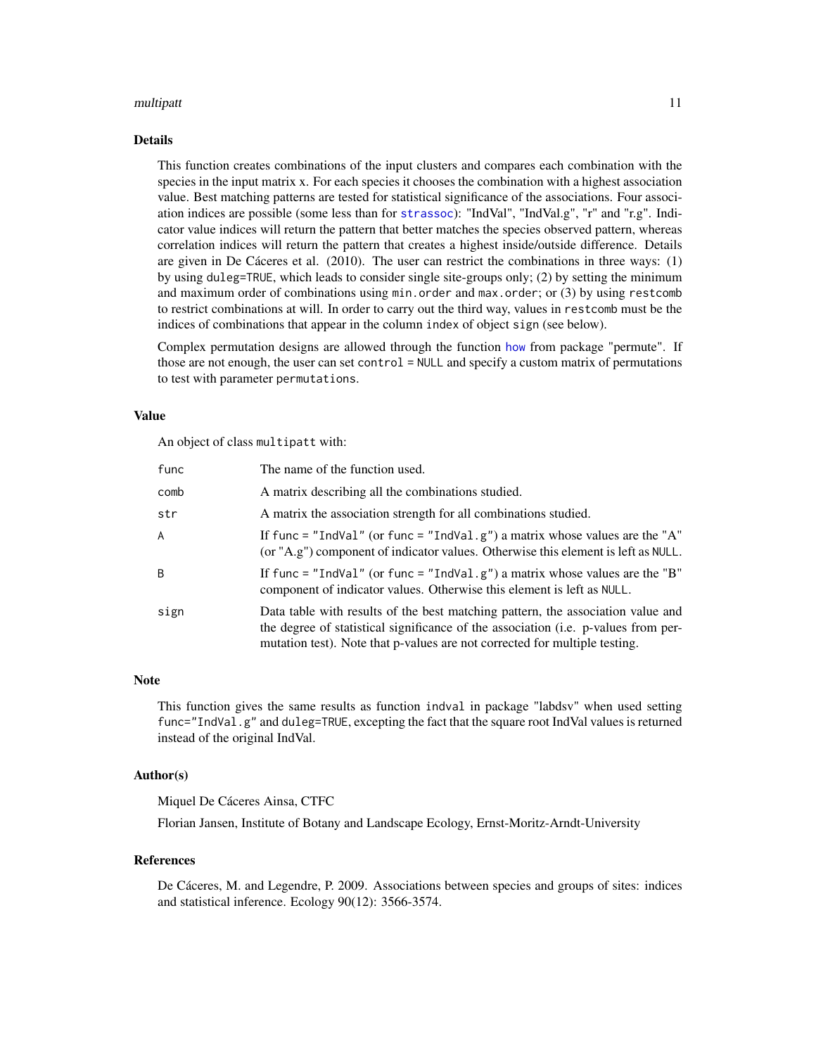### Details

This function creates combinations of the input clusters and compares each combination with the species in the input matrix x. For each species it chooses the combination with a highest association value. Best matching patterns are tested for statistical significance of the associations. Four association indices are possible (some less than for `strassoc`): "IndVal", "IndVal.g", "r" and "r.g". Indicator value indices will return the pattern that better matches the species observed pattern, whereas correlation indices will return the pattern that creates a highest inside/outside difference. Details are given in De Cáceres et al. (2010). The user can restrict the combinations in three ways: (1) by using `duleg=TRUE`, which leads to consider single site-groups only; (2) by setting the minimum and maximum order of combinations using `min.order` and `max.order`; or (3) by using `restcomb` to restrict combinations at will. In order to carry out the third way, values in `restcomb` must be the indices of combinations that appear in the column `index` of object `sign` (see below).

Complex permutation designs are allowed through the function `how` from package "permute". If those are not enough, the user can set `control = NULL` and specify a custom matrix of permutations to test with parameter `permutations`.

### Value

An object of class `multipatt` with:

| | |
|---|---|
| `func` | The name of the function used. |
| `comb` | A matrix describing all the combinations studied. |
| `str` | A matrix the association strength for all combinations studied. |
| `A` | If `func = "IndVal"` (or `func = "IndVal.g"`) a matrix whose values are the "A" (or "A.g") component of indicator values. Otherwise this element is left as `NULL`. |
| `B` | If `func = "IndVal"` (or `func = "IndVal.g"`) a matrix whose values are the "B" component of indicator values. Otherwise this element is left as `NULL`. |
| `sign` | Data table with results of the best matching pattern, the association value and the degree of statistical significance of the association (i.e. p-values from permutation test). Note that p-values are not corrected for multiple testing. |

### Note

This function gives the same results as function `indval` in package "labdsv" when used setting `func="IndVal.g"` and `duleg=TRUE`, excepting the fact that the square root IndVal values is returned instead of the original IndVal.

### Author(s)

Miquel De Cáceres Ainsa, CTFC

Florian Jansen, Institute of Botany and Landscape Ecology, Ernst-Moritz-Arndt-University

### References

De Cáceres, M. and Legendre, P. 2009. Associations between species and groups of sites: indices and statistical inference. Ecology 90(12): 3566-3574.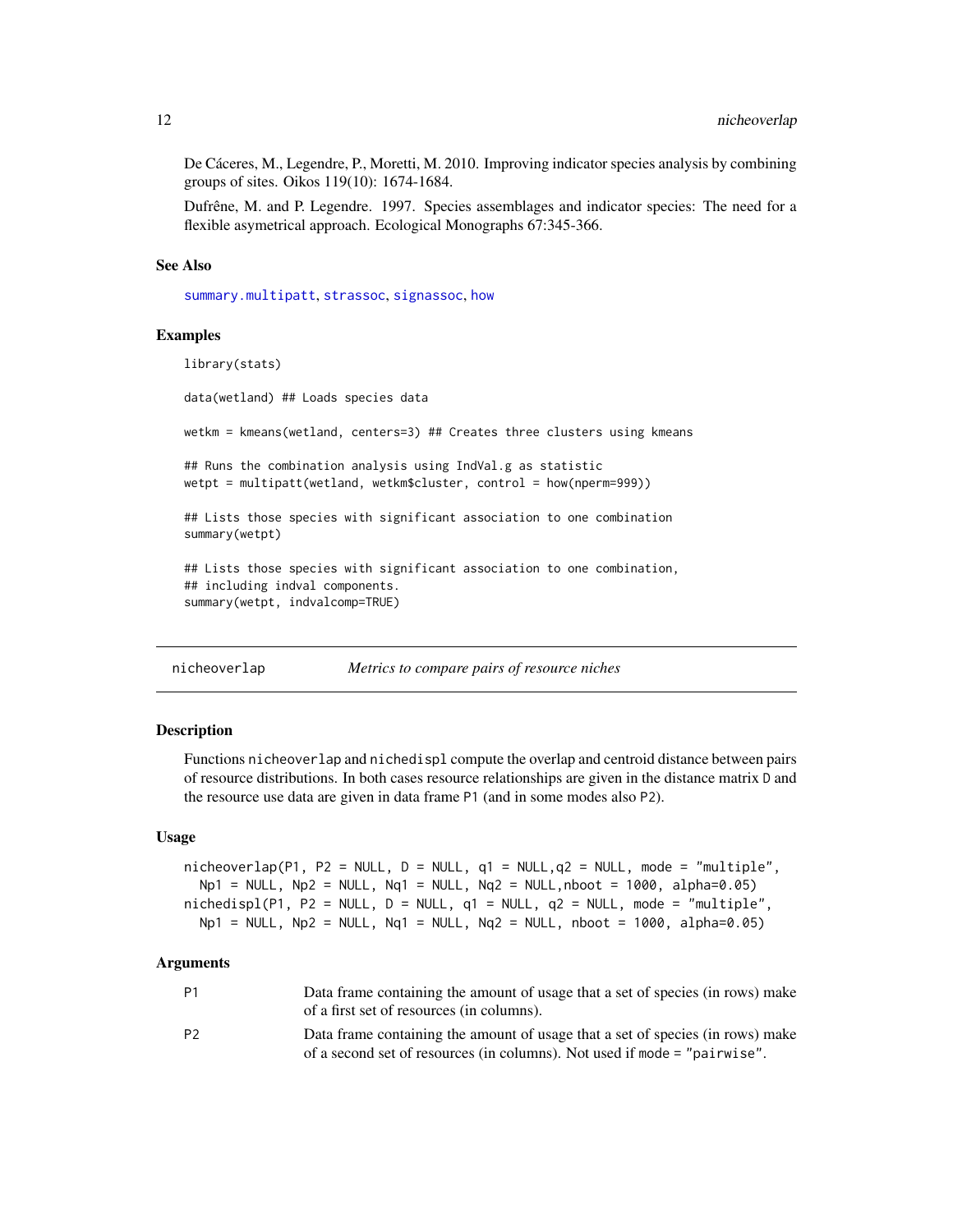De Cáceres, M., Legendre, P., Moretti, M. 2010. Improving indicator species analysis by combining groups of sites. Oikos 119(10): 1674-1684.

Dufrêne, M. and P. Legendre. 1997. Species assemblages and indicator species: The need for a flexible asymetrical approach. Ecological Monographs 67:345-366.

### See Also

summary.multipatt, strassoc, signassoc, how

### Examples

```
library(stats)

data(wetland) ## Loads species data

wetkm = kmeans(wetland, centers=3) ## Creates three clusters using kmeans

## Runs the combination analysis using IndVal.g as statistic
wetpt = multipatt(wetland, wetkm$cluster, control = how(nperm=999))

## Lists those species with significant association to one combination
summary(wetpt)

## Lists those species with significant association to one combination,
## including indval components.
summary(wetpt, indvalcomp=TRUE)
```

---

## nicheoverlap — *Metrics to compare pairs of resource niches*

### Description

Functions `nicheoverlap` and `nichedispl` compute the overlap and centroid distance between pairs of resource distributions. In both cases resource relationships are given in the distance matrix `D` and the resource use data are given in data frame `P1` (and in some modes also `P2`).

### Usage

```
nicheoverlap(P1, P2 = NULL, D = NULL, q1 = NULL,q2 = NULL, mode = "multiple",
  Np1 = NULL, Np2 = NULL, Nq1 = NULL, Nq2 = NULL,nboot = 1000, alpha=0.05)
nichedispl(P1, P2 = NULL, D = NULL, q1 = NULL, q2 = NULL, mode = "multiple",
  Np1 = NULL, Np2 = NULL, Nq1 = NULL, Nq2 = NULL, nboot = 1000, alpha=0.05)
```

### Arguments

| | |
|---|---|
| `P1` | Data frame containing the amount of usage that a set of species (in rows) make of a first set of resources (in columns). |
| `P2` | Data frame containing the amount of usage that a set of species (in rows) make of a second set of resources (in columns). Not used if `mode = "pairwise"`. |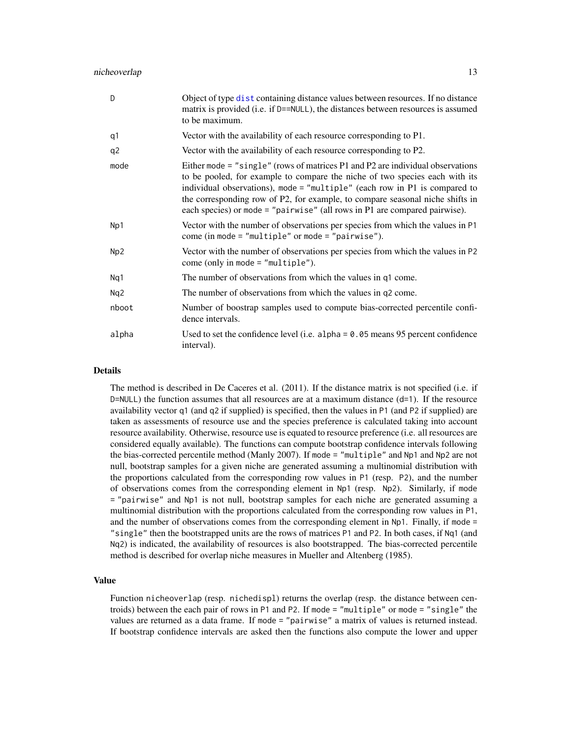| | |
|---|---|
| D | Object of type dist containing distance values between resources. If no distance matrix is provided (i.e. if D==NULL), the distances between resources is assumed to be maximum. |
| q1 | Vector with the availability of each resource corresponding to P1. |
| q2 | Vector with the availability of each resource corresponding to P2. |
| mode | Either mode = "single" (rows of matrices P1 and P2 are individual observations to be pooled, for example to compare the niche of two species each with its individual observations), mode = "multiple" (each row in P1 is compared to the corresponding row of P2, for example, to compare seasonal niche shifts in each species) or mode = "pairwise" (all rows in P1 are compared pairwise). |
| Np1 | Vector with the number of observations per species from which the values in P1 come (in mode = "multiple" or mode = "pairwise"). |
| Np2 | Vector with the number of observations per species from which the values in P2 come (only in mode = "multiple"). |
| Nq1 | The number of observations from which the values in q1 come. |
| Nq2 | The number of observations from which the values in q2 come. |
| nboot | Number of boostrap samples used to compute bias-corrected percentile confidence intervals. |
| alpha | Used to set the confidence level (i.e. alpha = 0.05 means 95 percent confidence interval). |

## Details

The method is described in De Caceres et al. (2011). If the distance matrix is not specified (i.e. if D=NULL) the function assumes that all resources are at a maximum distance (d=1). If the resource availability vector q1 (and q2 if supplied) is specified, then the values in P1 (and P2 if supplied) are taken as assessments of resource use and the species preference is calculated taking into account resource availability. Otherwise, resource use is equated to resource preference (i.e. all resources are considered equally available). The functions can compute bootstrap confidence intervals following the bias-corrected percentile method (Manly 2007). If mode = "multiple" and Np1 and Np2 are not null, bootstrap samples for a given niche are generated assuming a multinomial distribution with the proportions calculated from the corresponding row values in P1 (resp. P2), and the number of observations comes from the corresponding element in Np1 (resp. Np2). Similarly, if mode = "pairwise" and Np1 is not null, bootstrap samples for each niche are generated assuming a multinomial distribution with the proportions calculated from the corresponding row values in P1, and the number of observations comes from the corresponding element in Np1. Finally, if mode = "single" then the bootstrapped units are the rows of matrices P1 and P2. In both cases, if Nq1 (and Nq2) is indicated, the availability of resources is also bootstrapped. The bias-corrected percentile method is described for overlap niche measures in Mueller and Altenberg (1985).

## Value

Function nicheoverlap (resp. nichedispl) returns the overlap (resp. the distance between centroids) between the each pair of rows in P1 and P2. If mode = "multiple" or mode = "single" the values are returned as a data frame. If mode = "pairwise" a matrix of values is returned instead. If bootstrap confidence intervals are asked then the functions also compute the lower and upper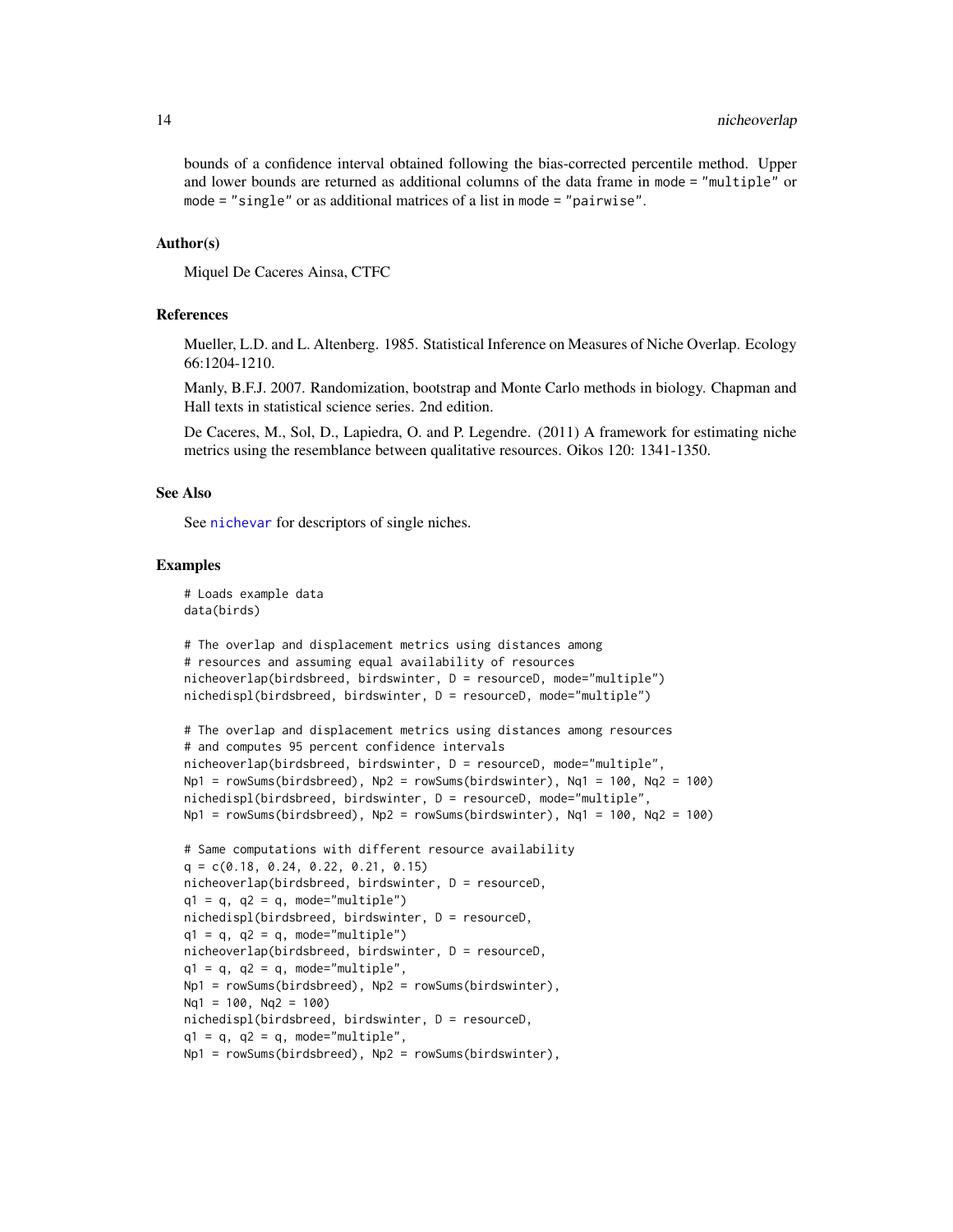bounds of a confidence interval obtained following the bias-corrected percentile method. Upper and lower bounds are returned as additional columns of the data frame in mode = "multiple" or mode = "single" or as additional matrices of a list in mode = "pairwise".

### Author(s)

Miquel De Caceres Ainsa, CTFC

### References

Mueller, L.D. and L. Altenberg. 1985. Statistical Inference on Measures of Niche Overlap. Ecology 66:1204-1210.

Manly, B.F.J. 2007. Randomization, bootstrap and Monte Carlo methods in biology. Chapman and Hall texts in statistical science series. 2nd edition.

De Caceres, M., Sol, D., Lapiedra, O. and P. Legendre. (2011) A framework for estimating niche metrics using the resemblance between qualitative resources. Oikos 120: 1341-1350.

### See Also

See nichevar for descriptors of single niches.

### Examples

```
# Loads example data
data(birds)

# The overlap and displacement metrics using distances among
# resources and assuming equal availability of resources
nicheoverlap(birdsbreed, birdswinter, D = resourceD, mode="multiple")
nichedispl(birdsbreed, birdswinter, D = resourceD, mode="multiple")

# The overlap and displacement metrics using distances among resources
# and computes 95 percent confidence intervals
nicheoverlap(birdsbreed, birdswinter, D = resourceD, mode="multiple",
Np1 = rowSums(birdsbreed), Np2 = rowSums(birdswinter), Nq1 = 100, Nq2 = 100)
nichedispl(birdsbreed, birdswinter, D = resourceD, mode="multiple",
Np1 = rowSums(birdsbreed), Np2 = rowSums(birdswinter), Nq1 = 100, Nq2 = 100)

# Same computations with different resource availability
q = c(0.18, 0.24, 0.22, 0.21, 0.15)
nicheoverlap(birdsbreed, birdswinter, D = resourceD,
q1 = q, q2 = q, mode="multiple")
nichedispl(birdsbreed, birdswinter, D = resourceD,
q1 = q, q2 = q, mode="multiple")
nicheoverlap(birdsbreed, birdswinter, D = resourceD,
q1 = q, q2 = q, mode="multiple",
Np1 = rowSums(birdsbreed), Np2 = rowSums(birdswinter),
Nq1 = 100, Nq2 = 100)
nichedispl(birdsbreed, birdswinter, D = resourceD,
q1 = q, q2 = q, mode="multiple",
Np1 = rowSums(birdsbreed), Np2 = rowSums(birdswinter),
```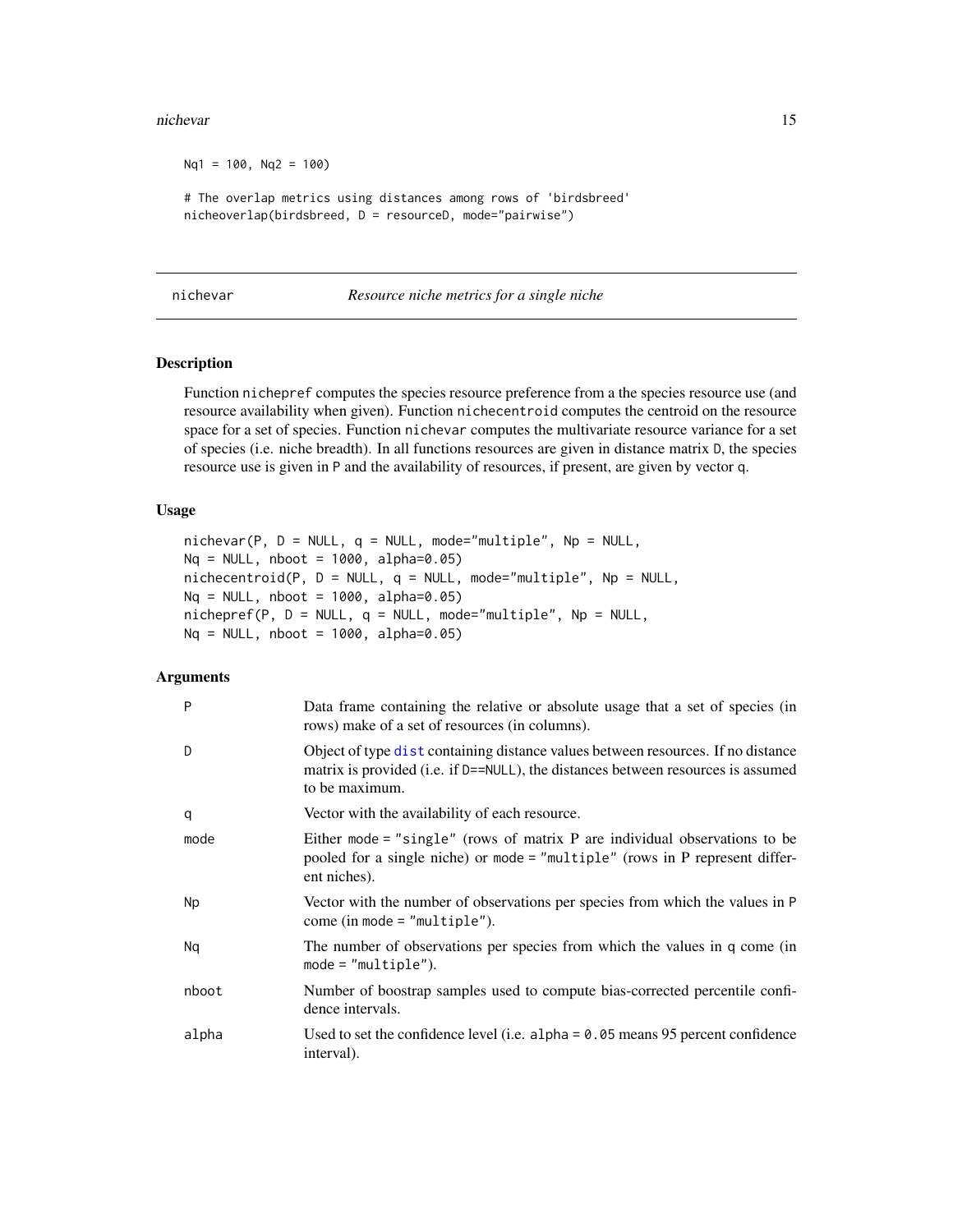```
Nq1 = 100, Nq2 = 100)

# The overlap metrics using distances among rows of 'birdsbreed'
nicheoverlap(birdsbreed, D = resourceD, mode="pairwise")
```

## nichevar — *Resource niche metrics for a single niche*

### Description

Function `nichepref` computes the species resource preference from a the species resource use (and resource availability when given). Function `nichecentroid` computes the centroid on the resource space for a set of species. Function `nichevar` computes the multivariate resource variance for a set of species (i.e. niche breadth). In all functions resources are given in distance matrix `D`, the species resource use is given in `P` and the availability of resources, if present, are given by vector `q`.

### Usage

```
nichevar(P, D = NULL, q = NULL, mode="multiple", Np = NULL,
Nq = NULL, nboot = 1000, alpha=0.05)
nichecentroid(P, D = NULL, q = NULL, mode="multiple", Np = NULL,
Nq = NULL, nboot = 1000, alpha=0.05)
nichepref(P, D = NULL, q = NULL, mode="multiple", Np = NULL,
Nq = NULL, nboot = 1000, alpha=0.05)
```

### Arguments

| | |
|---|---|
| `P` | Data frame containing the relative or absolute usage that a set of species (in rows) make of a set of resources (in columns). |
| `D` | Object of type `dist` containing distance values between resources. If no distance matrix is provided (i.e. if `D==NULL`), the distances between resources is assumed to be maximum. |
| `q` | Vector with the availability of each resource. |
| `mode` | Either `mode = "single"` (rows of matrix P are individual observations to be pooled for a single niche) or `mode = "multiple"` (rows in P represent different niches). |
| `Np` | Vector with the number of observations per species from which the values in `P` come (in `mode = "multiple"`). |
| `Nq` | The number of observations per species from which the values in `q` come (in `mode = "multiple"`). |
| `nboot` | Number of boostrap samples used to compute bias-corrected percentile confidence intervals. |
| `alpha` | Used to set the confidence level (i.e. `alpha = 0.05` means 95 percent confidence interval). |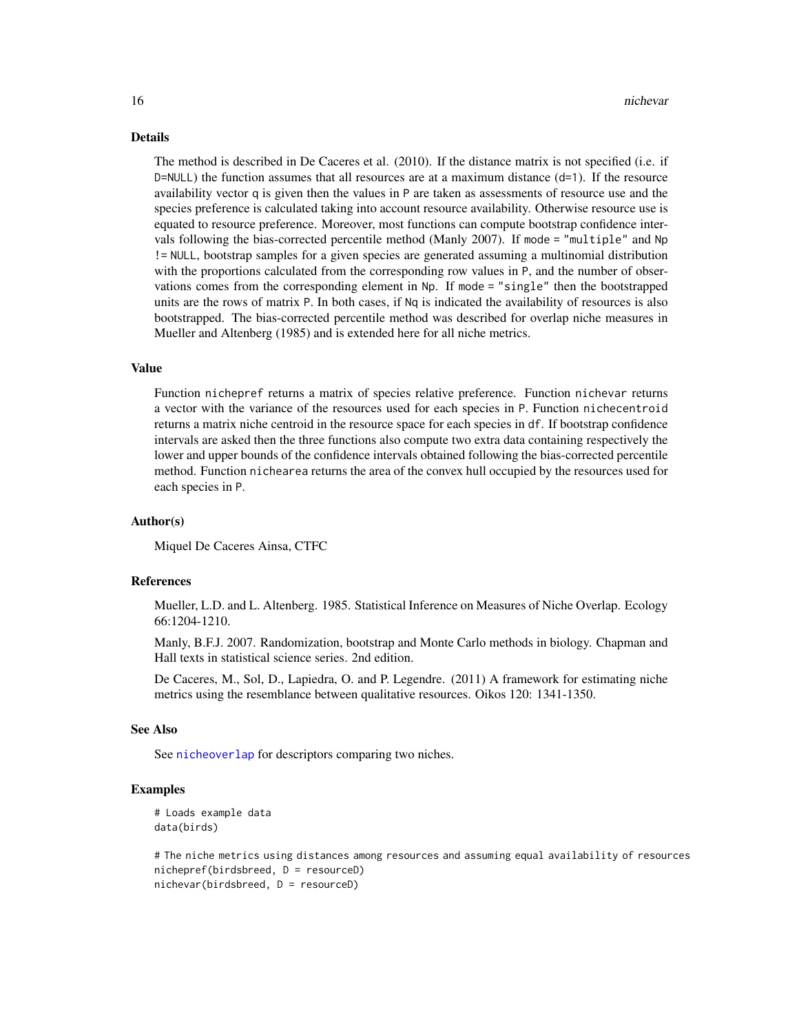## Details

The method is described in De Caceres et al. (2010). If the distance matrix is not specified (i.e. if D=NULL) the function assumes that all resources are at a maximum distance (d=1). If the resource availability vector q is given then the values in P are taken as assessments of resource use and the species preference is calculated taking into account resource availability. Otherwise resource use is equated to resource preference. Moreover, most functions can compute bootstrap confidence intervals following the bias-corrected percentile method (Manly 2007). If mode = "multiple" and Np != NULL, bootstrap samples for a given species are generated assuming a multinomial distribution with the proportions calculated from the corresponding row values in P, and the number of observations comes from the corresponding element in Np. If mode = "single" then the bootstrapped units are the rows of matrix P. In both cases, if Nq is indicated the availability of resources is also bootstrapped. The bias-corrected percentile method was described for overlap niche measures in Mueller and Altenberg (1985) and is extended here for all niche metrics.

## Value

Function nichepref returns a matrix of species relative preference. Function nichevar returns a vector with the variance of the resources used for each species in P. Function nichecentroid returns a matrix niche centroid in the resource space for each species in df. If bootstrap confidence intervals are asked then the three functions also compute two extra data containing respectively the lower and upper bounds of the confidence intervals obtained following the bias-corrected percentile method. Function nichearea returns the area of the convex hull occupied by the resources used for each species in P.

## Author(s)

Miquel De Caceres Ainsa, CTFC

## References

Mueller, L.D. and L. Altenberg. 1985. Statistical Inference on Measures of Niche Overlap. Ecology 66:1204-1210.

Manly, B.F.J. 2007. Randomization, bootstrap and Monte Carlo methods in biology. Chapman and Hall texts in statistical science series. 2nd edition.

De Caceres, M., Sol, D., Lapiedra, O. and P. Legendre. (2011) A framework for estimating niche metrics using the resemblance between qualitative resources. Oikos 120: 1341-1350.

## See Also

See nicheoverlap for descriptors comparing two niches.

## Examples

```
# Loads example data
data(birds)

# The niche metrics using distances among resources and assuming equal availability of resources
nichepref(birdsbreed, D = resourceD)
nichevar(birdsbreed, D = resourceD)
```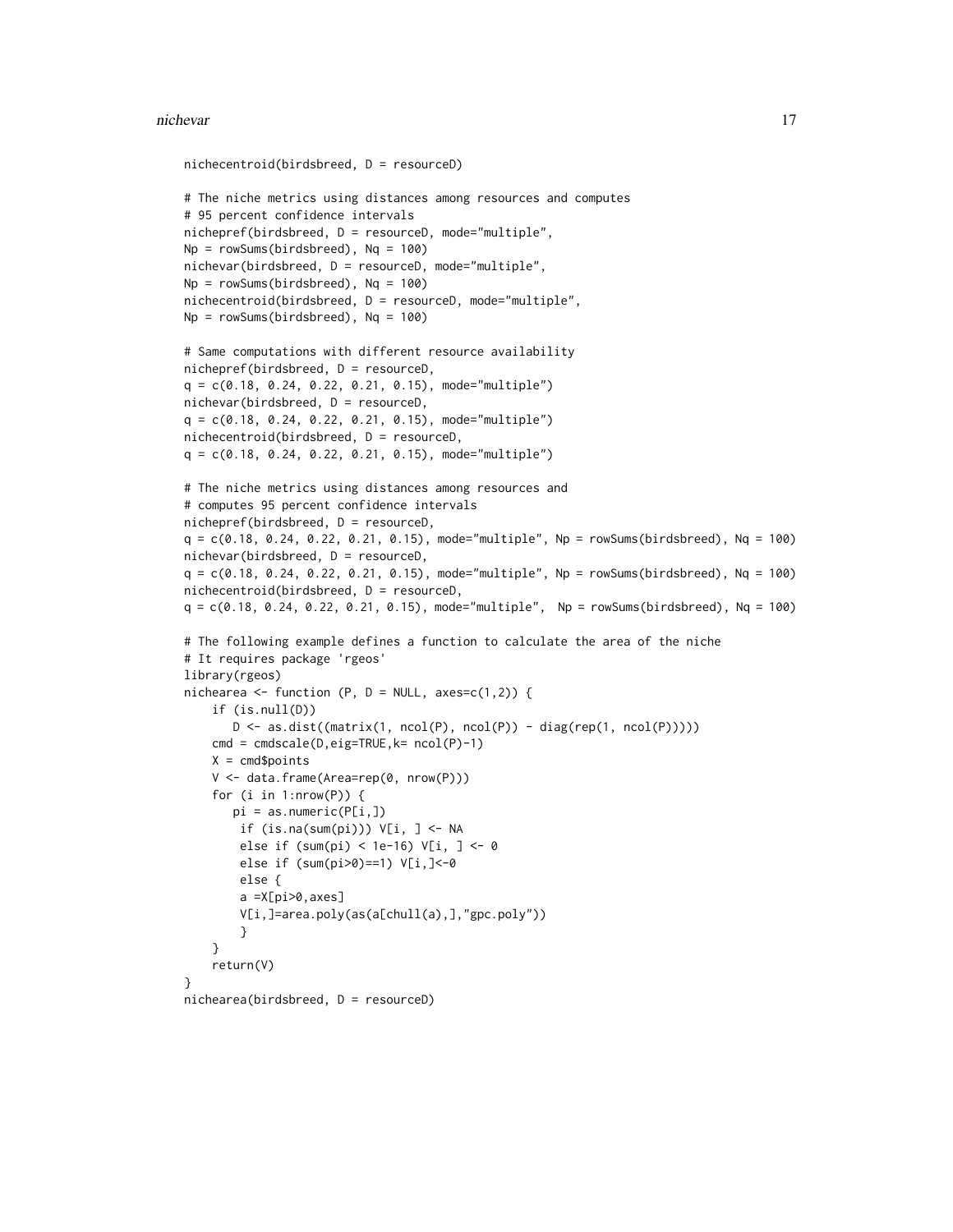```
nichecentroid(birdsbreed, D = resourceD)

# The niche metrics using distances among resources and computes
# 95 percent confidence intervals
nichepref(birdsbreed, D = resourceD, mode="multiple",
Np = rowSums(birdsbreed), Nq = 100)
nichevar(birdsbreed, D = resourceD, mode="multiple",
Np = rowSums(birdsbreed), Nq = 100)
nichecentroid(birdsbreed, D = resourceD, mode="multiple",
Np = rowSums(birdsbreed), Nq = 100)

# Same computations with different resource availability
nichepref(birdsbreed, D = resourceD,
q = c(0.18, 0.24, 0.22, 0.21, 0.15), mode="multiple")
nichevar(birdsbreed, D = resourceD,
q = c(0.18, 0.24, 0.22, 0.21, 0.15), mode="multiple")
nichecentroid(birdsbreed, D = resourceD,
q = c(0.18, 0.24, 0.22, 0.21, 0.15), mode="multiple")

# The niche metrics using distances among resources and
# computes 95 percent confidence intervals
nichepref(birdsbreed, D = resourceD,
q = c(0.18, 0.24, 0.22, 0.21, 0.15), mode="multiple", Np = rowSums(birdsbreed), Nq = 100)
nichevar(birdsbreed, D = resourceD,
q = c(0.18, 0.24, 0.22, 0.21, 0.15), mode="multiple", Np = rowSums(birdsbreed), Nq = 100)
nichecentroid(birdsbreed, D = resourceD,
q = c(0.18, 0.24, 0.22, 0.21, 0.15), mode="multiple",  Np = rowSums(birdsbreed), Nq = 100)

# The following example defines a function to calculate the area of the niche
# It requires package 'rgeos'
library(rgeos)
nichearea <- function (P, D = NULL, axes=c(1,2)) {
    if (is.null(D))
       D <- as.dist((matrix(1, ncol(P), ncol(P)) - diag(rep(1, ncol(P)))))
    cmd = cmdscale(D,eig=TRUE,k= ncol(P)-1)
    X = cmd$points
    V <- data.frame(Area=rep(0, nrow(P)))
    for (i in 1:nrow(P)) {
       pi = as.numeric(P[i,])
        if (is.na(sum(pi))) V[i, ] <- NA
        else if (sum(pi) < 1e-16) V[i, ] <- 0
        else if (sum(pi>0)==1) V[i,]<-0
        else {
        a =X[pi>0,axes]
        V[i,]=area.poly(as(a[chull(a),],"gpc.poly"))
        }
    }
    return(V)
}
nichearea(birdsbreed, D = resourceD)
```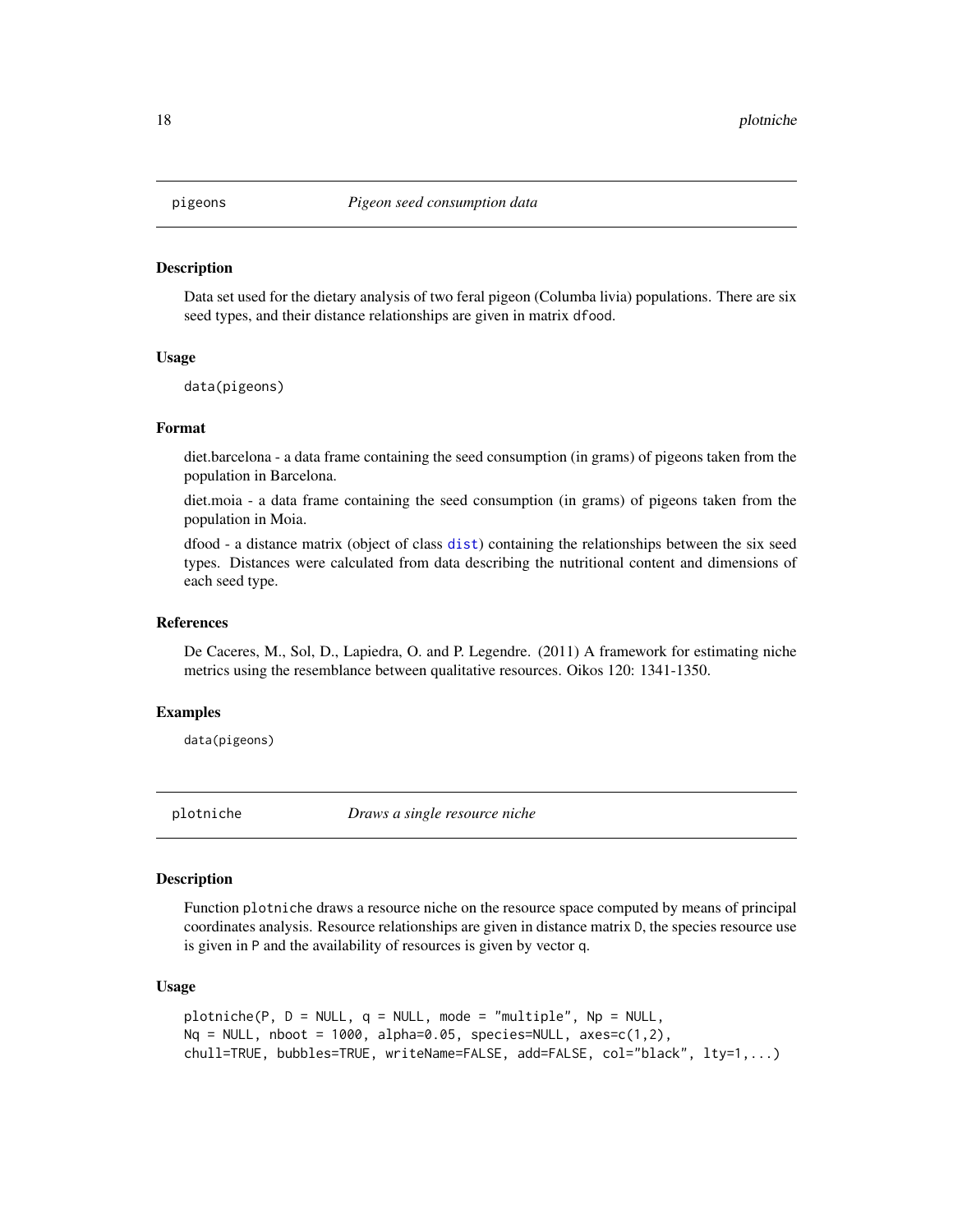## pigeons — *Pigeon seed consumption data*

### Description

Data set used for the dietary analysis of two feral pigeon (Columba livia) populations. There are six seed types, and their distance relationships are given in matrix `dfood`.

### Usage

```
data(pigeons)
```

### Format

diet.barcelona - a data frame containing the seed consumption (in grams) of pigeons taken from the population in Barcelona.

diet.moia - a data frame containing the seed consumption (in grams) of pigeons taken from the population in Moia.

dfood - a distance matrix (object of class `dist`) containing the relationships between the six seed types. Distances were calculated from data describing the nutritional content and dimensions of each seed type.

### References

De Caceres, M., Sol, D., Lapiedra, O. and P. Legendre. (2011) A framework for estimating niche metrics using the resemblance between qualitative resources. Oikos 120: 1341-1350.

### Examples

```
data(pigeons)
```

## plotniche — *Draws a single resource niche*

### Description

Function `plotniche` draws a resource niche on the resource space computed by means of principal coordinates analysis. Resource relationships are given in distance matrix `D`, the species resource use is given in `P` and the availability of resources is given by vector `q`.

### Usage

```
plotniche(P, D = NULL, q = NULL, mode = "multiple", Np = NULL,
Nq = NULL, nboot = 1000, alpha=0.05, species=NULL, axes=c(1,2),
chull=TRUE, bubbles=TRUE, writeName=FALSE, add=FALSE, col="black", lty=1,...)
```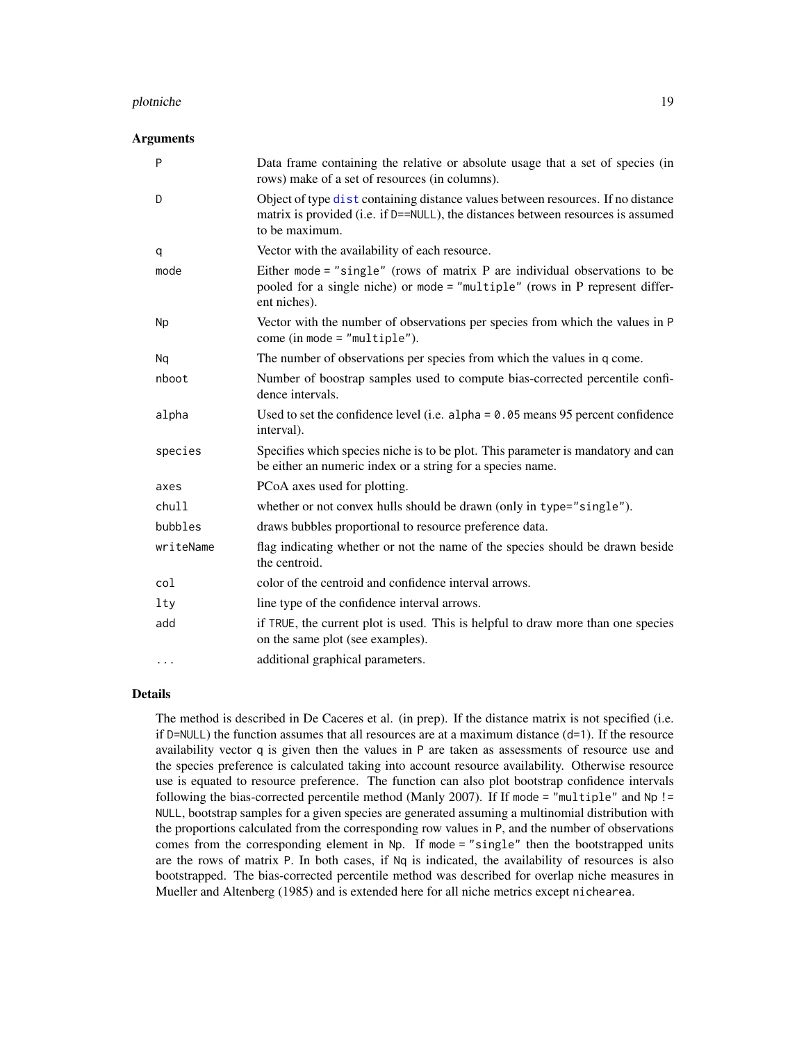## Arguments

| | |
|---|---|
| P | Data frame containing the relative or absolute usage that a set of species (in rows) make of a set of resources (in columns). |
| D | Object of type `dist` containing distance values between resources. If no distance matrix is provided (i.e. if `D==NULL`), the distances between resources is assumed to be maximum. |
| q | Vector with the availability of each resource. |
| mode | Either `mode = "single"` (rows of matrix P are individual observations to be pooled for a single niche) or `mode = "multiple"` (rows in P represent different niches). |
| Np | Vector with the number of observations per species from which the values in P come (in `mode = "multiple"`). |
| Nq | The number of observations per species from which the values in q come. |
| nboot | Number of boostrap samples used to compute bias-corrected percentile confidence intervals. |
| alpha | Used to set the confidence level (i.e. `alpha = 0.05` means 95 percent confidence interval). |
| species | Specifies which species niche is to be plot. This parameter is mandatory and can be either an numeric index or a string for a species name. |
| axes | PCoA axes used for plotting. |
| chull | whether or not convex hulls should be drawn (only in `type="single"`). |
| bubbles | draws bubbles proportional to resource preference data. |
| writeName | flag indicating whether or not the name of the species should be drawn beside the centroid. |
| col | color of the centroid and confidence interval arrows. |
| lty | line type of the confidence interval arrows. |
| add | if `TRUE`, the current plot is used. This is helpful to draw more than one species on the same plot (see examples). |
| ... | additional graphical parameters. |

## Details

The method is described in De Caceres et al. (in prep). If the distance matrix is not specified (i.e. if `D=NULL`) the function assumes that all resources are at a maximum distance (`d=1`). If the resource availability vector `q` is given then the values in `P` are taken as assessments of resource use and the species preference is calculated taking into account resource availability. Otherwise resource use is equated to resource preference. The function can also plot bootstrap confidence intervals following the bias-corrected percentile method (Manly 2007). If If `mode = "multiple"` and `Np != NULL`, bootstrap samples for a given species are generated assuming a multinomial distribution with the proportions calculated from the corresponding row values in `P`, and the number of observations comes from the corresponding element in `Np`. If `mode = "single"` then the bootstrapped units are the rows of matrix `P`. In both cases, if `Nq` is indicated, the availability of resources is also bootstrapped. The bias-corrected percentile method was described for overlap niche measures in Mueller and Altenberg (1985) and is extended here for all niche metrics except `nichearea`.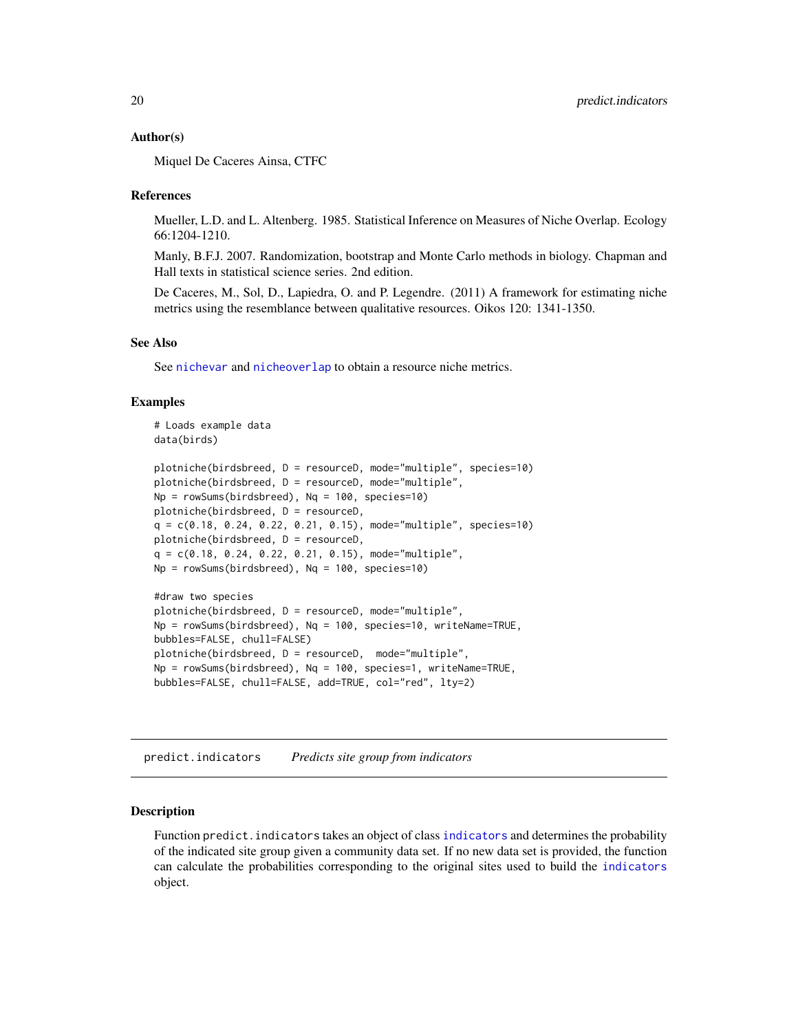### Author(s)

Miquel De Caceres Ainsa, CTFC

### References

Mueller, L.D. and L. Altenberg. 1985. Statistical Inference on Measures of Niche Overlap. Ecology 66:1204-1210.

Manly, B.F.J. 2007. Randomization, bootstrap and Monte Carlo methods in biology. Chapman and Hall texts in statistical science series. 2nd edition.

De Caceres, M., Sol, D., Lapiedra, O. and P. Legendre. (2011) A framework for estimating niche metrics using the resemblance between qualitative resources. Oikos 120: 1341-1350.

### See Also

See nichevar and nicheoverlap to obtain a resource niche metrics.

### Examples

```
# Loads example data
data(birds)

plotniche(birdsbreed, D = resourceD, mode="multiple", species=10)
plotniche(birdsbreed, D = resourceD, mode="multiple",
Np = rowSums(birdsbreed), Nq = 100, species=10)
plotniche(birdsbreed, D = resourceD,
q = c(0.18, 0.24, 0.22, 0.21, 0.15), mode="multiple", species=10)
plotniche(birdsbreed, D = resourceD,
q = c(0.18, 0.24, 0.22, 0.21, 0.15), mode="multiple",
Np = rowSums(birdsbreed), Nq = 100, species=10)

#draw two species
plotniche(birdsbreed, D = resourceD, mode="multiple",
Np = rowSums(birdsbreed), Nq = 100, species=10, writeName=TRUE,
bubbles=FALSE, chull=FALSE)
plotniche(birdsbreed, D = resourceD,  mode="multiple",
Np = rowSums(birdsbreed), Nq = 100, species=1, writeName=TRUE,
bubbles=FALSE, chull=FALSE, add=TRUE, col="red", lty=2)
```

## predict.indicators    *Predicts site group from indicators*

### Description

Function `predict.indicators` takes an object of class indicators and determines the probability of the indicated site group given a community data set. If no new data set is provided, the function can calculate the probabilities corresponding to the original sites used to build the indicators object.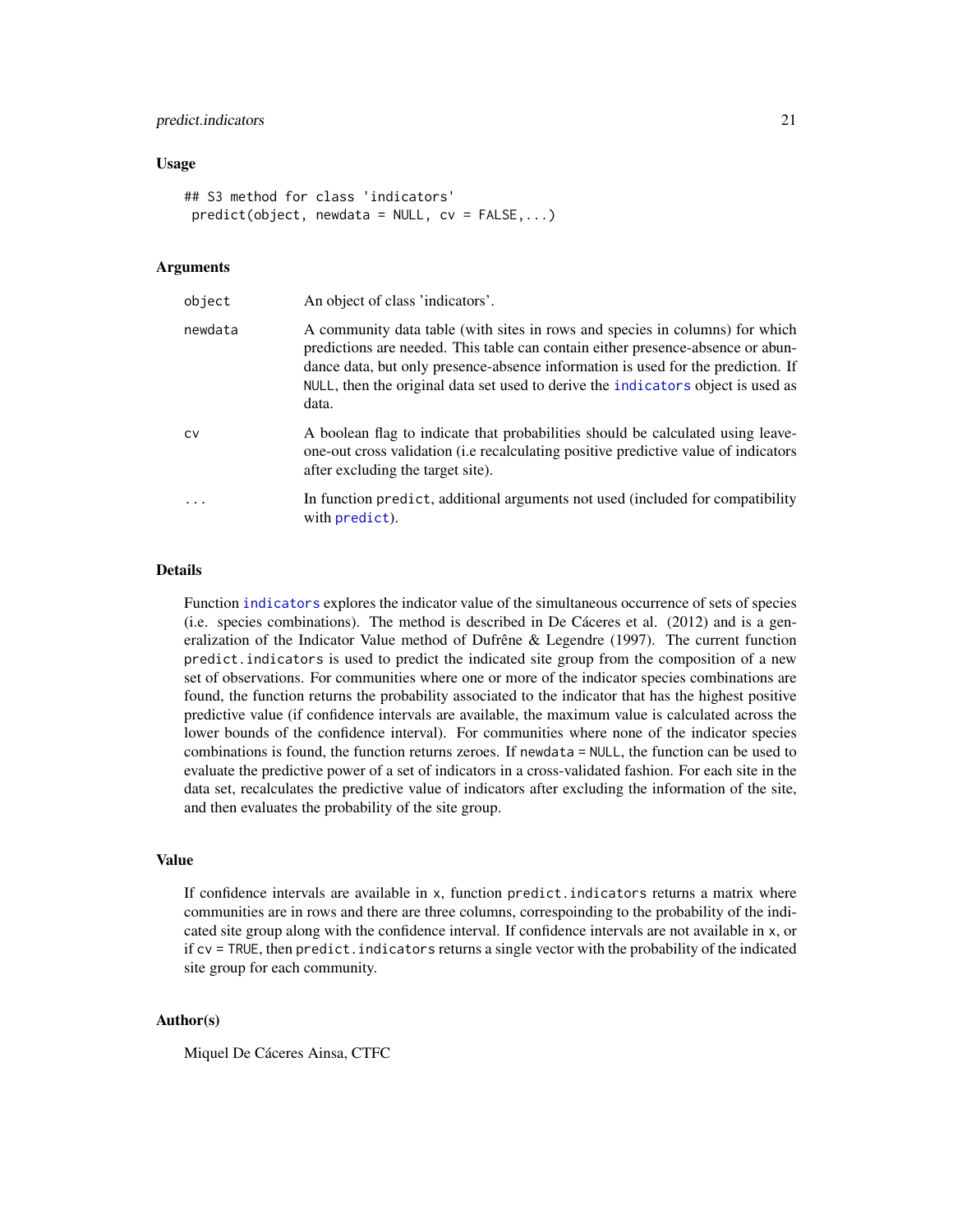### Usage

```
## S3 method for class 'indicators'
 predict(object, newdata = NULL, cv = FALSE,...)
```

### Arguments

| | |
|---|---|
| object | An object of class 'indicators'. |
| newdata | A community data table (with sites in rows and species in columns) for which predictions are needed. This table can contain either presence-absence or abundance data, but only presence-absence information is used for the prediction. If `NULL`, then the original data set used to derive the `indicators` object is used as data. |
| cv | A boolean flag to indicate that probabilities should be calculated using leave-one-out cross validation (i.e recalculating positive predictive value of indicators after excluding the target site). |
| ... | In function `predict`, additional arguments not used (included for compatibility with `predict`). |

### Details

Function `indicators` explores the indicator value of the simultaneous occurrence of sets of species (i.e. species combinations). The method is described in De Cáceres et al. (2012) and is a generalization of the Indicator Value method of Dufrêne & Legendre (1997). The current function `predict.indicators` is used to predict the indicated site group from the composition of a new set of observations. For communities where one or more of the indicator species combinations are found, the function returns the probability associated to the indicator that has the highest positive predictive value (if confidence intervals are available, the maximum value is calculated across the lower bounds of the confidence interval). For communities where none of the indicator species combinations is found, the function returns zeroes. If `newdata = NULL`, the function can be used to evaluate the predictive power of a set of indicators in a cross-validated fashion. For each site in the data set, recalculates the predictive value of indicators after excluding the information of the site, and then evaluates the probability of the site group.

### Value

If confidence intervals are available in `x`, function `predict.indicators` returns a matrix where communities are in rows and there are three columns, correspoinding to the probability of the indicated site group along with the confidence interval. If confidence intervals are not available in `x`, or if `cv = TRUE`, then `predict.indicators` returns a single vector with the probability of the indicated site group for each community.

### Author(s)

Miquel De Cáceres Ainsa, CTFC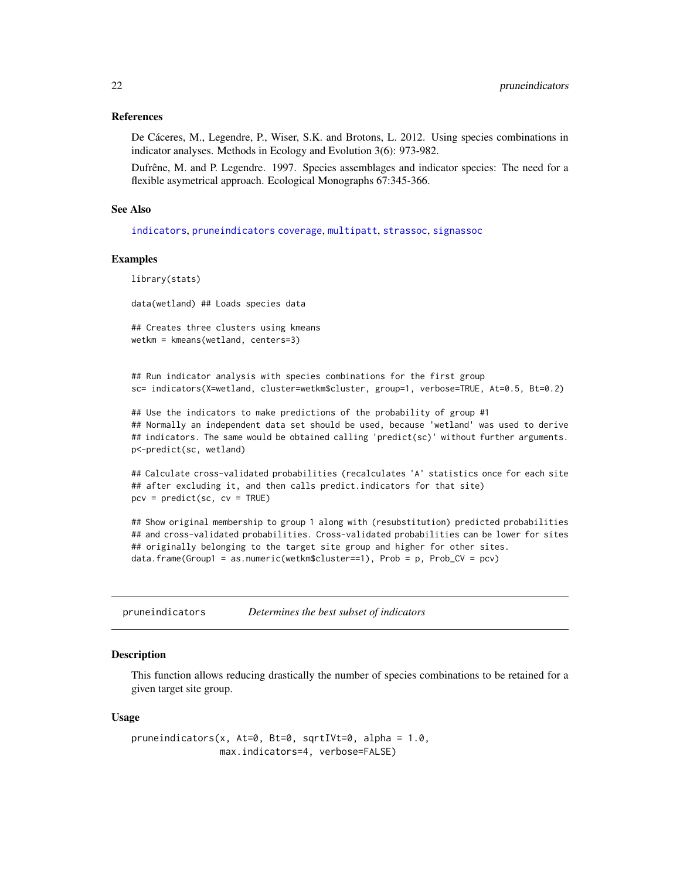## References

De Cáceres, M., Legendre, P., Wiser, S.K. and Brotons, L. 2012. Using species combinations in indicator analyses. Methods in Ecology and Evolution 3(6): 973-982.

Dufrêne, M. and P. Legendre. 1997. Species assemblages and indicator species: The need for a flexible asymetrical approach. Ecological Monographs 67:345-366.

## See Also

indicators, pruneindicators coverage, multipatt, strassoc, signassoc

## Examples

```
library(stats)

data(wetland) ## Loads species data

## Creates three clusters using kmeans
wetkm = kmeans(wetland, centers=3)


## Run indicator analysis with species combinations for the first group
sc= indicators(X=wetland, cluster=wetkm$cluster, group=1, verbose=TRUE, At=0.5, Bt=0.2)

## Use the indicators to make predictions of the probability of group #1
## Normally an independent data set should be used, because 'wetland' was used to derive
## indicators. The same would be obtained calling 'predict(sc)' without further arguments.
p<-predict(sc, wetland)

## Calculate cross-validated probabilities (recalculates 'A' statistics once for each site
## after excluding it, and then calls predict.indicators for that site)
pcv = predict(sc, cv = TRUE)

## Show original membership to group 1 along with (resubstitution) predicted probabilities
## and cross-validated probabilities. Cross-validated probabilities can be lower for sites
## originally belonging to the target site group and higher for other sites.
data.frame(Group1 = as.numeric(wetkm$cluster==1), Prob = p, Prob_CV = pcv)
```

---

# pruneindicators — *Determines the best subset of indicators*

## Description

This function allows reducing drastically the number of species combinations to be retained for a given target site group.

## Usage

```
pruneindicators(x, At=0, Bt=0, sqrtIVt=0, alpha = 1.0,
                max.indicators=4, verbose=FALSE)
```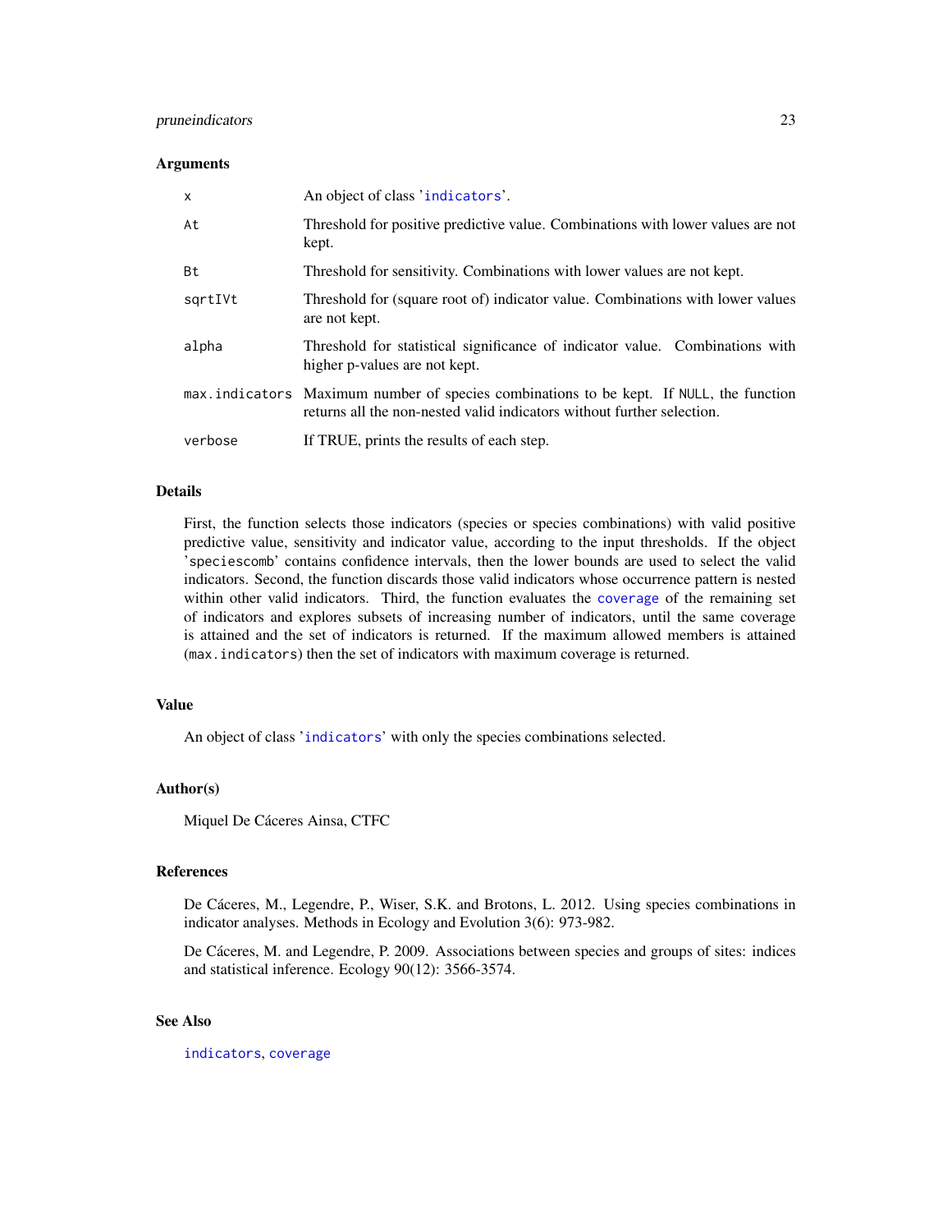## Arguments

| | |
|---|---|
| `x` | An object of class '`indicators`'. |
| `At` | Threshold for positive predictive value. Combinations with lower values are not kept. |
| `Bt` | Threshold for sensitivity. Combinations with lower values are not kept. |
| `sqrtIVt` | Threshold for (square root of) indicator value. Combinations with lower values are not kept. |
| `alpha` | Threshold for statistical significance of indicator value. Combinations with higher p-values are not kept. |
| `max.indicators` | Maximum number of species combinations to be kept. If `NULL`, the function returns all the non-nested valid indicators without further selection. |
| `verbose` | If TRUE, prints the results of each step. |

## Details

First, the function selects those indicators (species or species combinations) with valid positive predictive value, sensitivity and indicator value, according to the input thresholds. If the object '`speciescomb`' contains confidence intervals, then the lower bounds are used to select the valid indicators. Second, the function discards those valid indicators whose occurrence pattern is nested within other valid indicators. Third, the function evaluates the `coverage` of the remaining set of indicators and explores subsets of increasing number of indicators, until the same coverage is attained and the set of indicators is returned. If the maximum allowed members is attained (`max.indicators`) then the set of indicators with maximum coverage is returned.

## Value

An object of class '`indicators`' with only the species combinations selected.

## Author(s)

Miquel De Cáceres Ainsa, CTFC

## References

De Cáceres, M., Legendre, P., Wiser, S.K. and Brotons, L. 2012. Using species combinations in indicator analyses. Methods in Ecology and Evolution 3(6): 973-982.

De Cáceres, M. and Legendre, P. 2009. Associations between species and groups of sites: indices and statistical inference. Ecology 90(12): 3566-3574.

## See Also

`indicators`, `coverage`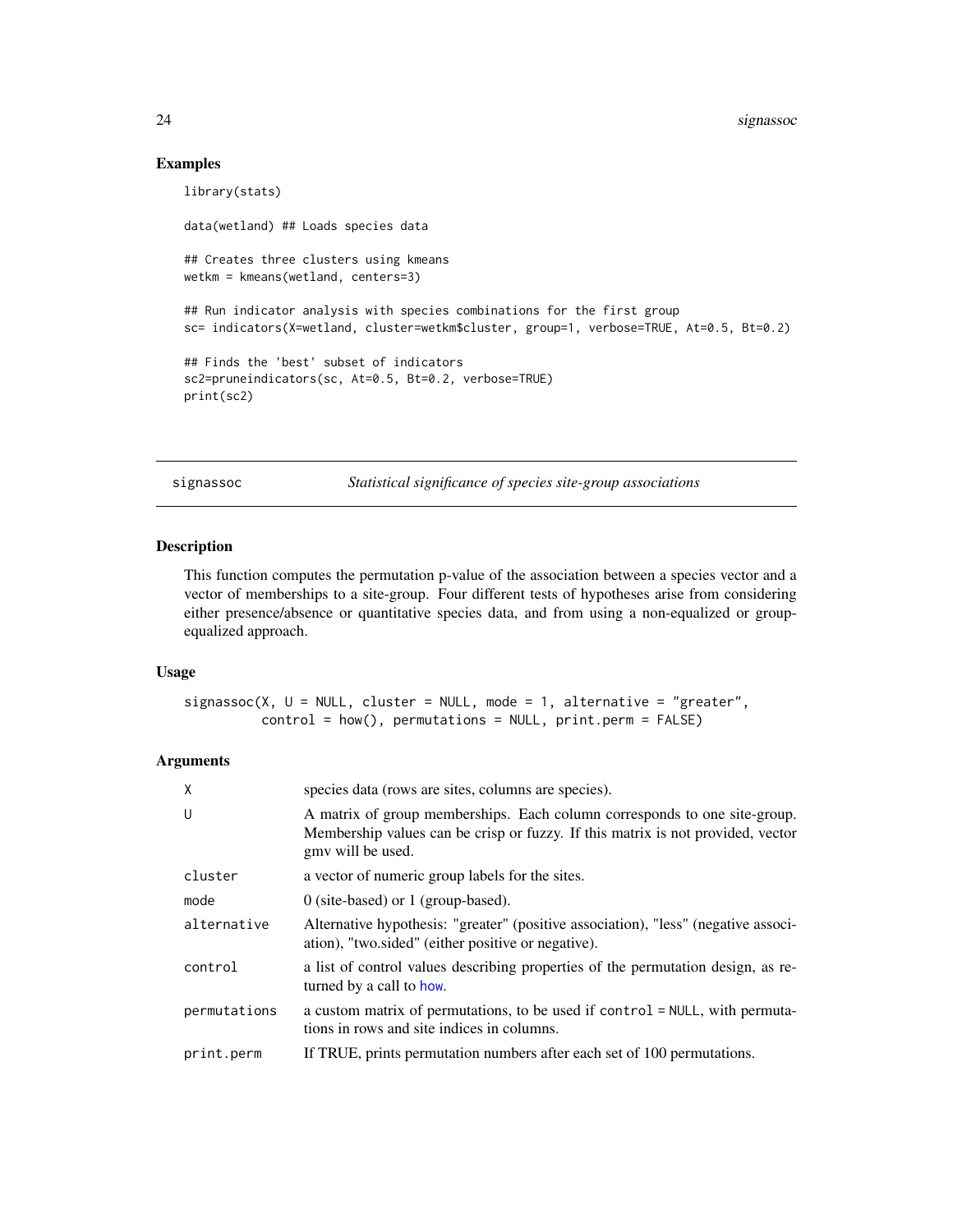## Examples

```
library(stats)

data(wetland) ## Loads species data

## Creates three clusters using kmeans
wetkm = kmeans(wetland, centers=3)

## Run indicator analysis with species combinations for the first group
sc= indicators(X=wetland, cluster=wetkm$cluster, group=1, verbose=TRUE, At=0.5, Bt=0.2)

## Finds the 'best' subset of indicators
sc2=pruneindicators(sc, At=0.5, Bt=0.2, verbose=TRUE)
print(sc2)
```

---

# signassoc *Statistical significance of species site-group associations*

## Description

This function computes the permutation p-value of the association between a species vector and a vector of memberships to a site-group. Four different tests of hypotheses arise from considering either presence/absence or quantitative species data, and from using a non-equalized or group-equalized approach.

## Usage

```
signassoc(X, U = NULL, cluster = NULL, mode = 1, alternative = "greater",
          control = how(), permutations = NULL, print.perm = FALSE)
```

## Arguments

| | |
|---|---|
| X | species data (rows are sites, columns are species). |
| U | A matrix of group memberships. Each column corresponds to one site-group. Membership values can be crisp or fuzzy. If this matrix is not provided, vector gmv will be used. |
| cluster | a vector of numeric group labels for the sites. |
| mode | 0 (site-based) or 1 (group-based). |
| alternative | Alternative hypothesis: "greater" (positive association), "less" (negative association), "two.sided" (either positive or negative). |
| control | a list of control values describing properties of the permutation design, as returned by a call to how. |
| permutations | a custom matrix of permutations, to be used if control = NULL, with permutations in rows and site indices in columns. |
| print.perm | If TRUE, prints permutation numbers after each set of 100 permutations. |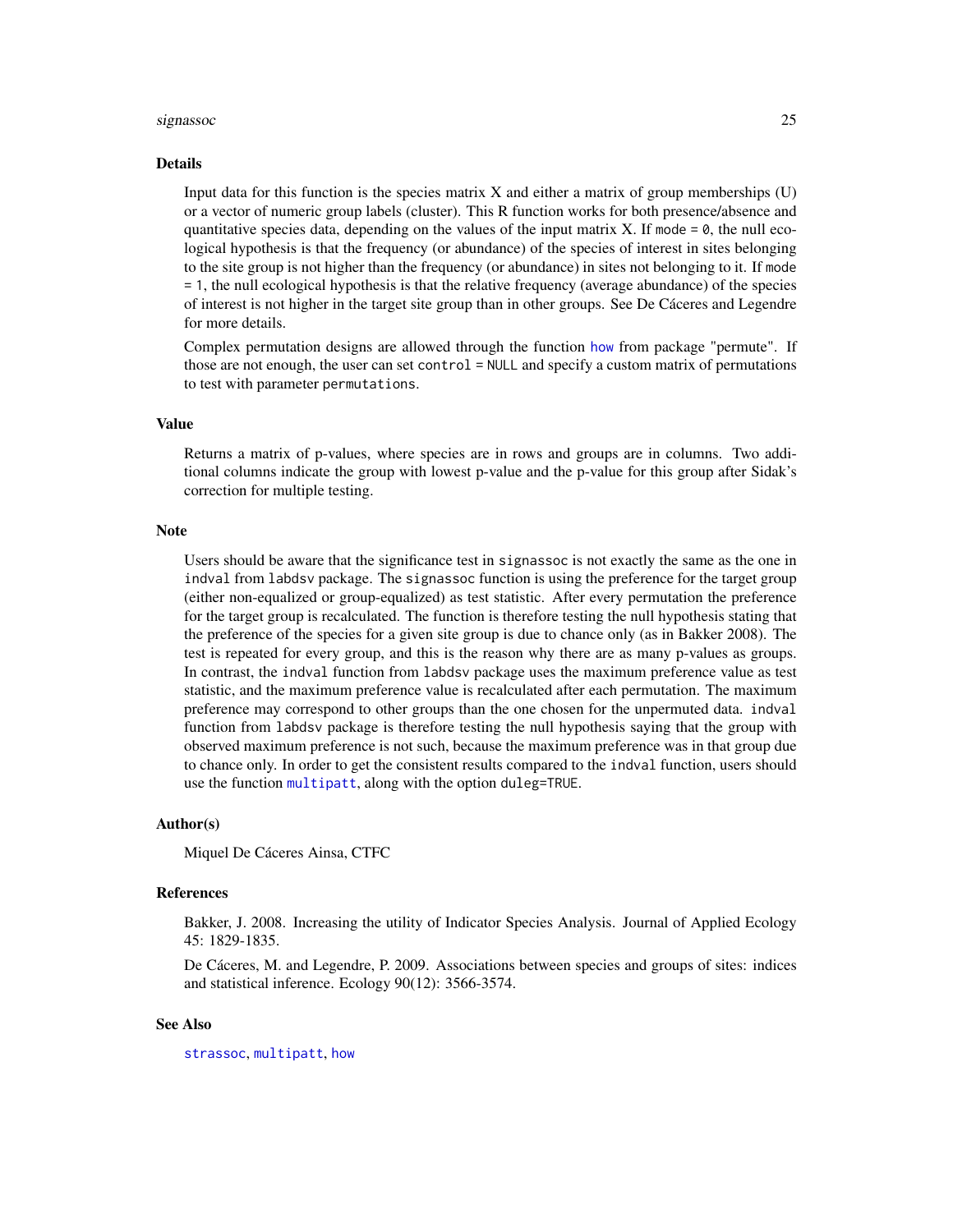## Details

Input data for this function is the species matrix X and either a matrix of group memberships (U) or a vector of numeric group labels (cluster). This R function works for both presence/absence and quantitative species data, depending on the values of the input matrix X. If `mode = 0`, the null ecological hypothesis is that the frequency (or abundance) of the species of interest in sites belonging to the site group is not higher than the frequency (or abundance) in sites not belonging to it. If `mode = 1`, the null ecological hypothesis is that the relative frequency (average abundance) of the species of interest is not higher in the target site group than in other groups. See De Cáceres and Legendre for more details.

Complex permutation designs are allowed through the function `how` from package "permute". If those are not enough, the user can set `control = NULL` and specify a custom matrix of permutations to test with parameter `permutations`.

## Value

Returns a matrix of p-values, where species are in rows and groups are in columns. Two additional columns indicate the group with lowest p-value and the p-value for this group after Sidak's correction for multiple testing.

## Note

Users should be aware that the significance test in `signassoc` is not exactly the same as the one in `indval` from `labdsv` package. The `signassoc` function is using the preference for the target group (either non-equalized or group-equalized) as test statistic. After every permutation the preference for the target group is recalculated. The function is therefore testing the null hypothesis stating that the preference of the species for a given site group is due to chance only (as in Bakker 2008). The test is repeated for every group, and this is the reason why there are as many p-values as groups. In contrast, the `indval` function from `labdsv` package uses the maximum preference value as test statistic, and the maximum preference value is recalculated after each permutation. The maximum preference may correspond to other groups than the one chosen for the unpermuted data. `indval` function from `labdsv` package is therefore testing the null hypothesis saying that the group with observed maximum preference is not such, because the maximum preference was in that group due to chance only. In order to get the consistent results compared to the `indval` function, users should use the function `multipatt`, along with the option `duleg=TRUE`.

## Author(s)

Miquel De Cáceres Ainsa, CTFC

## References

Bakker, J. 2008. Increasing the utility of Indicator Species Analysis. Journal of Applied Ecology 45: 1829-1835.

De Cáceres, M. and Legendre, P. 2009. Associations between species and groups of sites: indices and statistical inference. Ecology 90(12): 3566-3574.

## See Also

`strassoc`, `multipatt`, `how`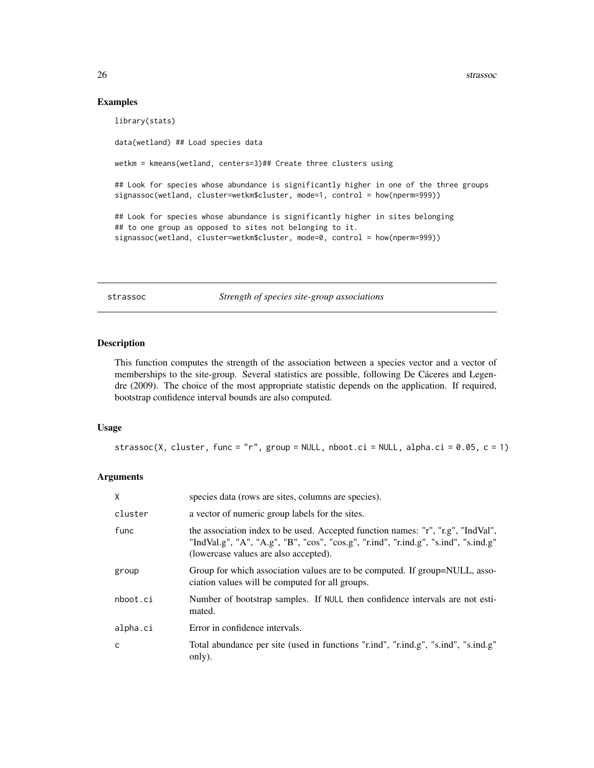## Examples

```
library(stats)

data(wetland) ## Load species data

wetkm = kmeans(wetland, centers=3)## Create three clusters using

## Look for species whose abundance is significantly higher in one of the three groups
signassoc(wetland, cluster=wetkm$cluster, mode=1, control = how(nperm=999))

## Look for species whose abundance is significantly higher in sites belonging
## to one group as opposed to sites not belonging to it.
signassoc(wetland, cluster=wetkm$cluster, mode=0, control = how(nperm=999))
```

---

# strassoc — *Strength of species site-group associations*

---

## Description

This function computes the strength of the association between a species vector and a vector of memberships to the site-group. Several statistics are possible, following De Cáceres and Legendre (2009). The choice of the most appropriate statistic depends on the application. If required, bootstrap confidence interval bounds are also computed.

## Usage

```
strassoc(X, cluster, func = "r", group = NULL, nboot.ci = NULL, alpha.ci = 0.05, c = 1)
```

## Arguments

| Argument | Description |
|---|---|
| `X` | species data (rows are sites, columns are species). |
| `cluster` | a vector of numeric group labels for the sites. |
| `func` | the association index to be used. Accepted function names: "r", "r.g", "IndVal", "IndVal.g", "A", "A.g", "B", "cos", "cos.g", "r.ind", "r.ind.g", "s.ind", "s.ind.g" (lowercase values are also accepted). |
| `group` | Group for which association values are to be computed. If group=NULL, association values will be computed for all groups. |
| `nboot.ci` | Number of bootstrap samples. If `NULL` then confidence intervals are not estimated. |
| `alpha.ci` | Error in confidence intervals. |
| `c` | Total abundance per site (used in functions "r.ind", "r.ind.g", "s.ind", "s.ind.g" only). |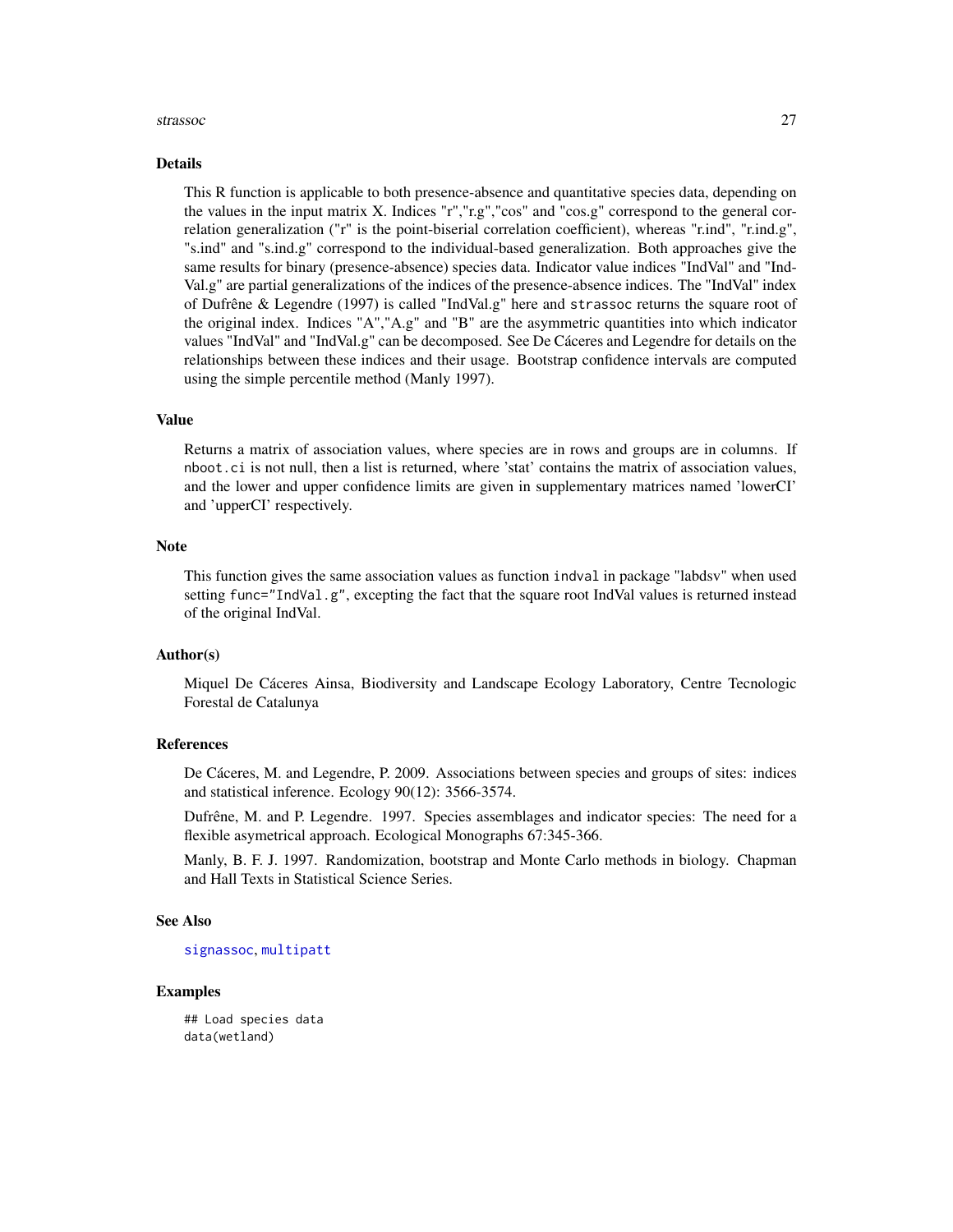## Details

This R function is applicable to both presence-absence and quantitative species data, depending on the values in the input matrix X. Indices "r","r.g","cos" and "cos.g" correspond to the general correlation generalization ("r" is the point-biserial correlation coefficient), whereas "r.ind", "r.ind.g", "s.ind" and "s.ind.g" correspond to the individual-based generalization. Both approaches give the same results for binary (presence-absence) species data. Indicator value indices "IndVal" and "IndVal.g" are partial generalizations of the indices of the presence-absence indices. The "IndVal" index of Dufrêne & Legendre (1997) is called "IndVal.g" here and `strassoc` returns the square root of the original index. Indices "A","A.g" and "B" are the asymmetric quantities into which indicator values "IndVal" and "IndVal.g" can be decomposed. See De Cáceres and Legendre for details on the relationships between these indices and their usage. Bootstrap confidence intervals are computed using the simple percentile method (Manly 1997).

## Value

Returns a matrix of association values, where species are in rows and groups are in columns. If `nboot.ci` is not null, then a list is returned, where 'stat' contains the matrix of association values, and the lower and upper confidence limits are given in supplementary matrices named 'lowerCI' and 'upperCI' respectively.

## Note

This function gives the same association values as function `indval` in package "labdsv" when used setting `func="IndVal.g"`, excepting the fact that the square root IndVal values is returned instead of the original IndVal.

## Author(s)

Miquel De Cáceres Ainsa, Biodiversity and Landscape Ecology Laboratory, Centre Tecnologic Forestal de Catalunya

## References

De Cáceres, M. and Legendre, P. 2009. Associations between species and groups of sites: indices and statistical inference. Ecology 90(12): 3566-3574.

Dufrêne, M. and P. Legendre. 1997. Species assemblages and indicator species: The need for a flexible asymetrical approach. Ecological Monographs 67:345-366.

Manly, B. F. J. 1997. Randomization, bootstrap and Monte Carlo methods in biology. Chapman and Hall Texts in Statistical Science Series.

## See Also

signassoc, multipatt

## Examples

```
## Load species data
data(wetland)
```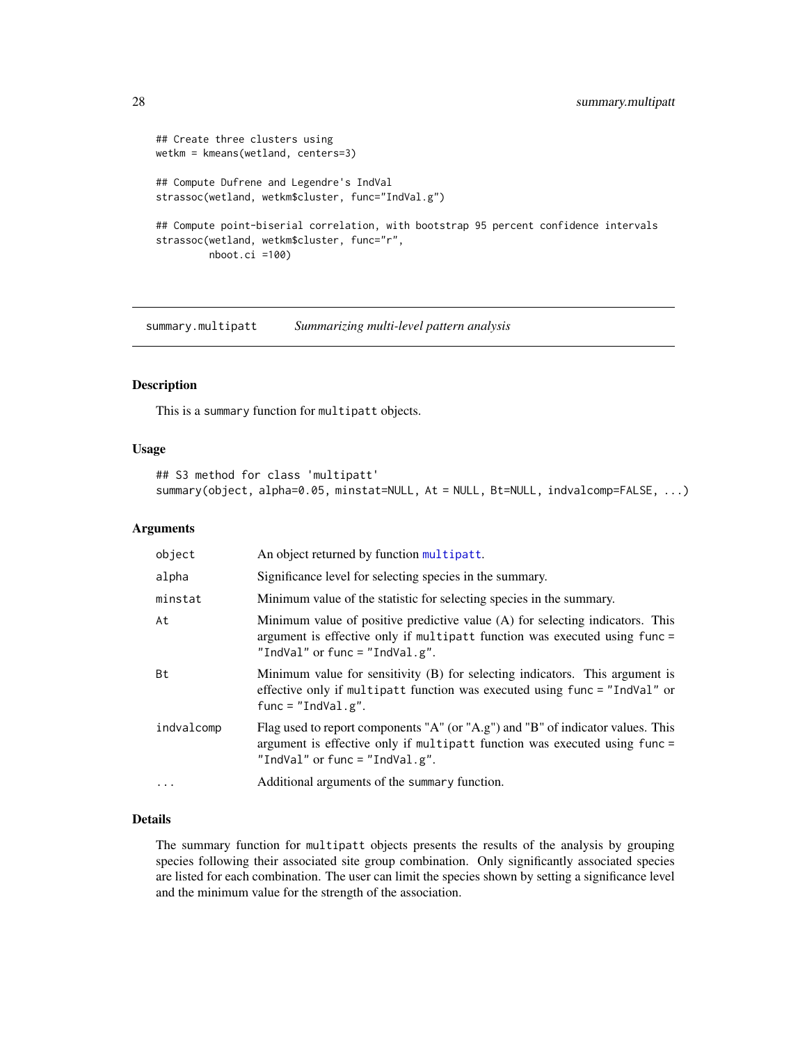```
## Create three clusters using
wetkm = kmeans(wetland, centers=3)

## Compute Dufrene and Legendre's IndVal
strassoc(wetland, wetkm$cluster, func="IndVal.g")

## Compute point-biserial correlation, with bootstrap 95 percent confidence intervals
strassoc(wetland, wetkm$cluster, func="r",
         nboot.ci =100)
```

## summary.multipatt — *Summarizing multi-level pattern analysis*

### Description

This is a summary function for multipatt objects.

### Usage

```
## S3 method for class 'multipatt'
summary(object, alpha=0.05, minstat=NULL, At = NULL, Bt=NULL, indvalcomp=FALSE, ...)
```

### Arguments

| | |
|---|---|
| object | An object returned by function multipatt. |
| alpha | Significance level for selecting species in the summary. |
| minstat | Minimum value of the statistic for selecting species in the summary. |
| At | Minimum value of positive predictive value (A) for selecting indicators. This argument is effective only if multipatt function was executed using func = "IndVal" or func = "IndVal.g". |
| Bt | Minimum value for sensitivity (B) for selecting indicators. This argument is effective only if multipatt function was executed using func = "IndVal" or func = "IndVal.g". |
| indvalcomp | Flag used to report components "A" (or "A.g") and "B" of indicator values. This argument is effective only if multipatt function was executed using func = "IndVal" or func = "IndVal.g". |
| ... | Additional arguments of the summary function. |

### Details

The summary function for multipatt objects presents the results of the analysis by grouping species following their associated site group combination. Only significantly associated species are listed for each combination. The user can limit the species shown by setting a significance level and the minimum value for the strength of the association.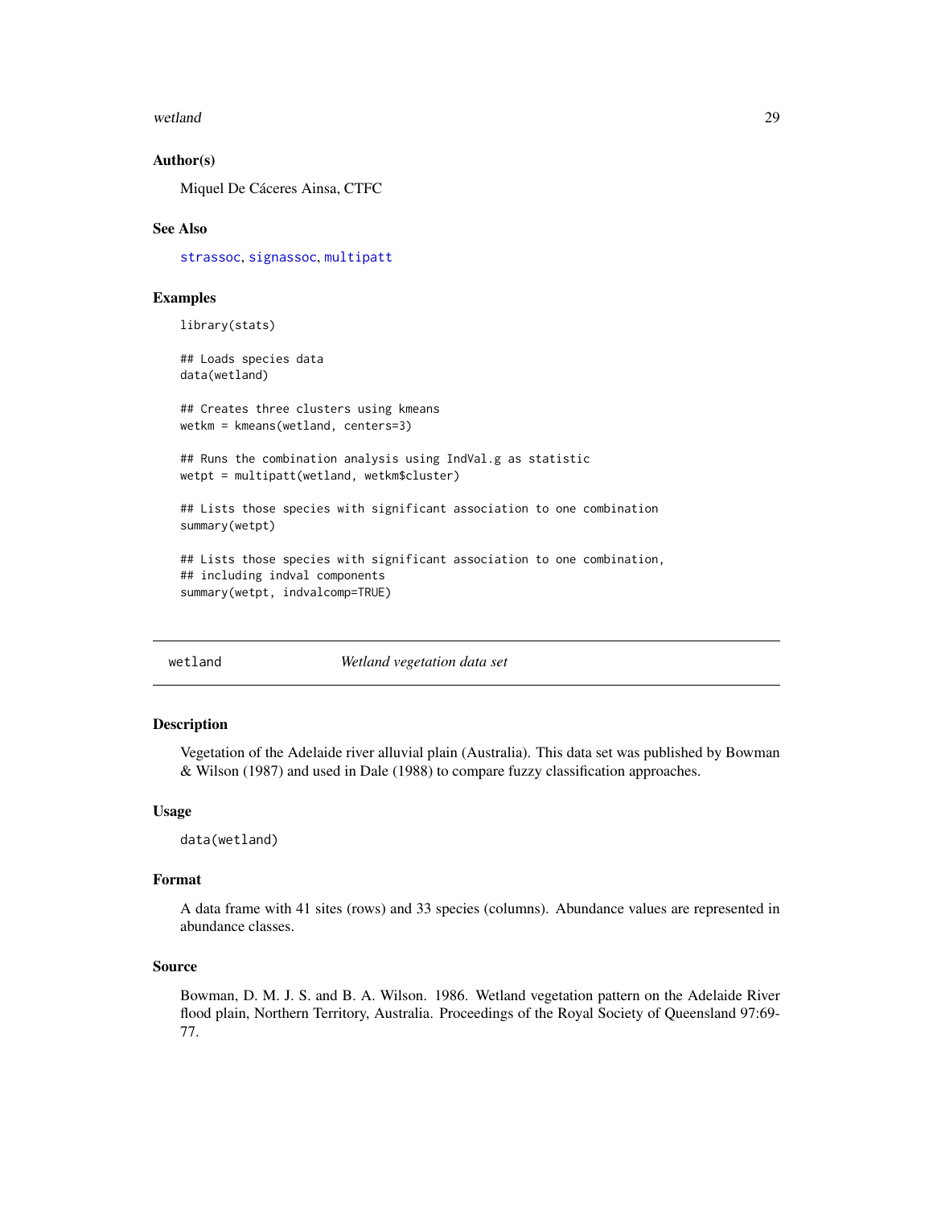### Author(s)

Miquel De Cáceres Ainsa, CTFC

### See Also

strassoc, signassoc, multipatt

### Examples

```
library(stats)

## Loads species data
data(wetland)

## Creates three clusters using kmeans
wetkm = kmeans(wetland, centers=3)

## Runs the combination analysis using IndVal.g as statistic
wetpt = multipatt(wetland, wetkm$cluster)

## Lists those species with significant association to one combination
summary(wetpt)

## Lists those species with significant association to one combination,
## including indval components
summary(wetpt, indvalcomp=TRUE)
```

---

## wetland — *Wetland vegetation data set*

### Description

Vegetation of the Adelaide river alluvial plain (Australia). This data set was published by Bowman & Wilson (1987) and used in Dale (1988) to compare fuzzy classification approaches.

### Usage

```
data(wetland)
```

### Format

A data frame with 41 sites (rows) and 33 species (columns). Abundance values are represented in abundance classes.

### Source

Bowman, D. M. J. S. and B. A. Wilson. 1986. Wetland vegetation pattern on the Adelaide River flood plain, Northern Territory, Australia. Proceedings of the Royal Society of Queensland 97:69-77.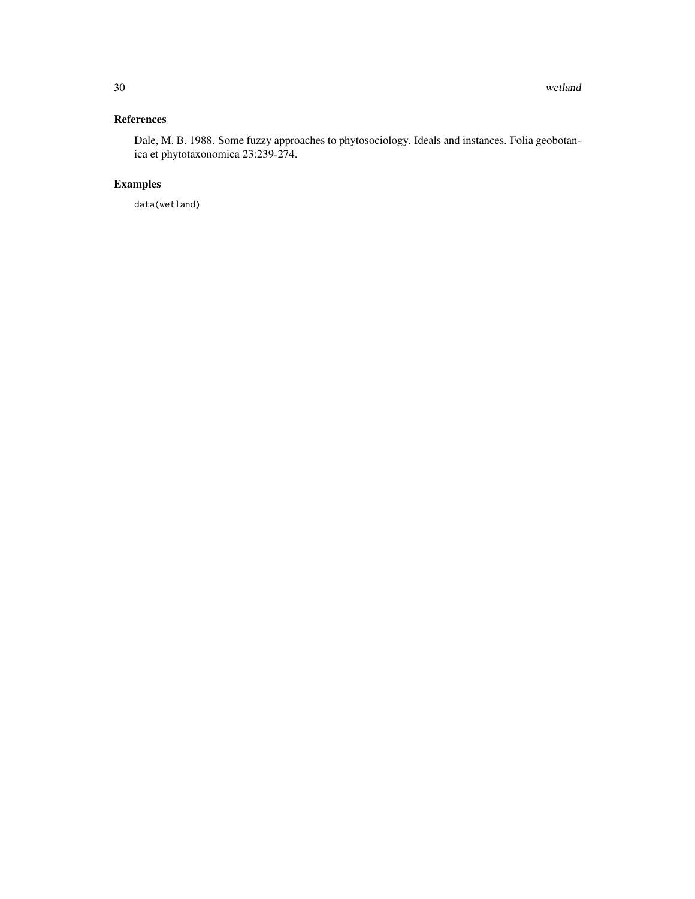### References

Dale, M. B. 1988. Some fuzzy approaches to phytosociology. Ideals and instances. Folia geobotanica et phytotaxonomica 23:239-274.

### Examples

```
data(wetland)
```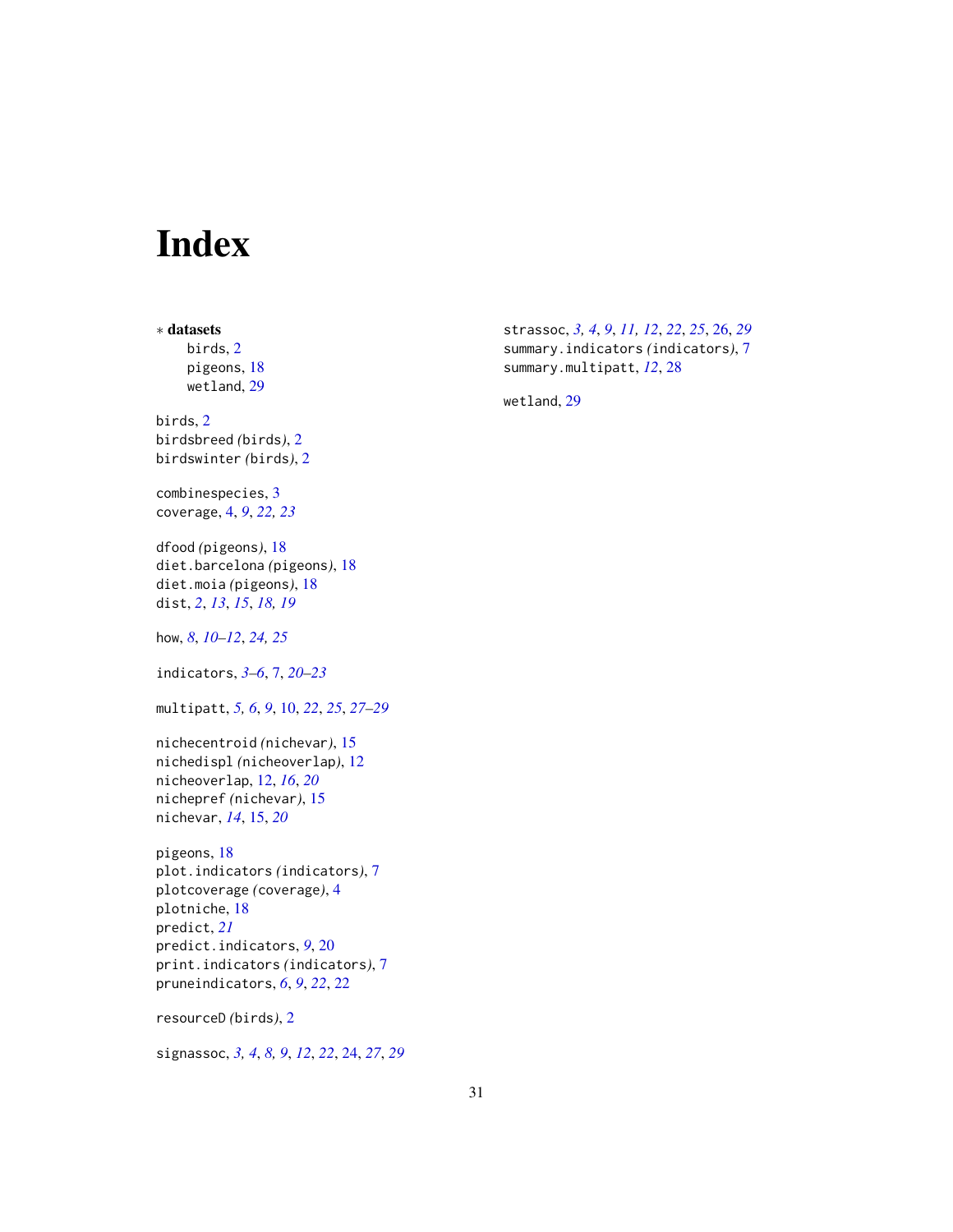# Index

∗ **datasets**
  birds, 2
  pigeons, 18
  wetland, 29

birds, 2
birdsbreed *(*birds*)*, 2
birdswinter *(*birds*)*, 2

combinespecies, 3
coverage, 4, *9*, *22, 23*

dfood *(*pigeons*)*, 18
diet.barcelona *(*pigeons*)*, 18
diet.moia *(*pigeons*)*, 18
dist, *2*, *13*, *15*, *18, 19*

how, *8*, *10–12*, *24, 25*

indicators, *3–6*, 7, *20–23*

multipatt, *5, 6*, *9*, 10, *22*, *25*, *27–29*

nichecentroid *(*nichevar*)*, 15
nichedispl *(*nicheoverlap*)*, 12
nicheoverlap, 12, *16*, *20*
nichepref *(*nichevar*)*, 15
nichevar, *14*, 15, *20*

pigeons, 18
plot.indicators *(*indicators*)*, 7
plotcoverage *(*coverage*)*, 4
plotniche, 18
predict, *21*
predict.indicators, *9*, 20
print.indicators *(*indicators*)*, 7
pruneindicators, *6*, *9*, *22*, 22

resourceD *(*birds*)*, 2

signassoc, *3, 4*, *8, 9*, *12*, *22*, 24, *27*, *29*
strassoc, *3, 4*, *9*, *11, 12*, *22*, *25*, 26, *29*
summary.indicators *(*indicators*)*, 7
summary.multipatt, *12*, 28

wetland, 29